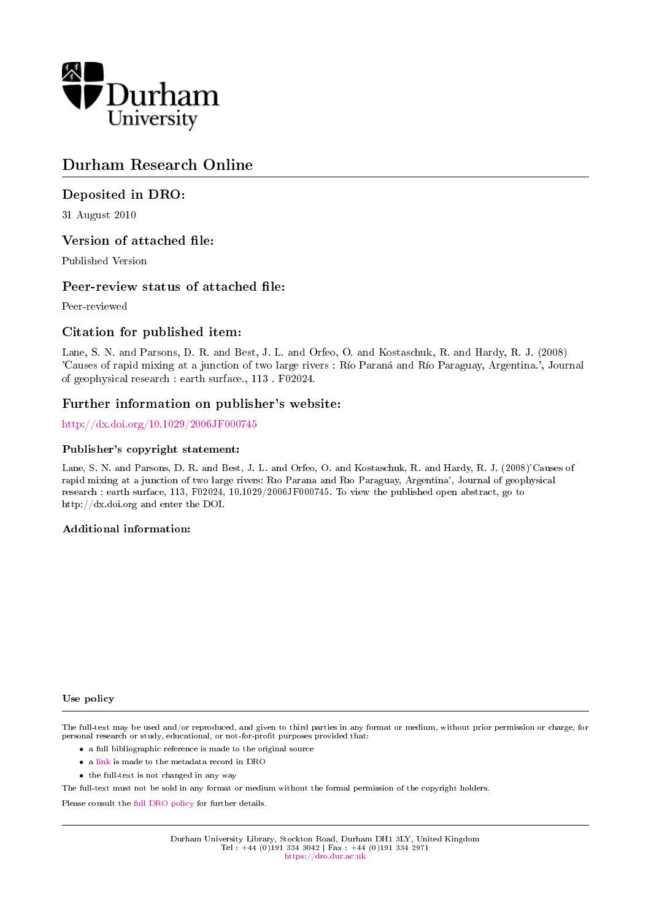Durham University

# Durham Research Online

## Deposited in DRO:

31 August 2010

## Version of attached file:

Published Version

## Peer-review status of attached file:

Peer-reviewed

## Citation for published item:

Lane, S. N. and Parsons, D. R. and Best, J. L. and Orfeo, O. and Kostaschuk, R. and Hardy, R. J. (2008) 'Causes of rapid mixing at a junction of two large rivers : Río Paraná and Río Paraguay, Argentina.', Journal of geophysical research : earth surface., 113 . F02024.

## Further information on publisher's website:

http://dx.doi.org/10.1029/2006JF000745

### Publisher's copyright statement:

Lane, S. N. and Parsons, D. R. and Best, J. L. and Orfeo, O. and Kostaschuk, R. and Hardy, R. J. (2008)'Causes of rapid mixing at a junction of two large rivers: Rıo Parana and Rıo Paraguay, Argentina', Journal of geophysical research : earth surface, 113, F02024, 10.1029/2006JF000745. To view the published open abstract, go to http://dx.doi.org and enter the DOI.

### Additional information:

### Use policy

The full-text may be used and/or reproduced, and given to third parties in any format or medium, without prior permission or charge, for personal research or study, educational, or not-for-profit purposes provided that:

- a full bibliographic reference is made to the original source
- a link is made to the metadata record in DRO
- the full-text is not changed in any way

The full-text must not be sold in any format or medium without the formal permission of the copyright holders.

Please consult the full DRO policy for further details.

Durham University Library, Stockton Road, Durham DH1 3LY, United Kingdom
Tel : +44 (0)191 334 3042 | Fax : +44 (0)191 334 2971
https://dro.dur.ac.uk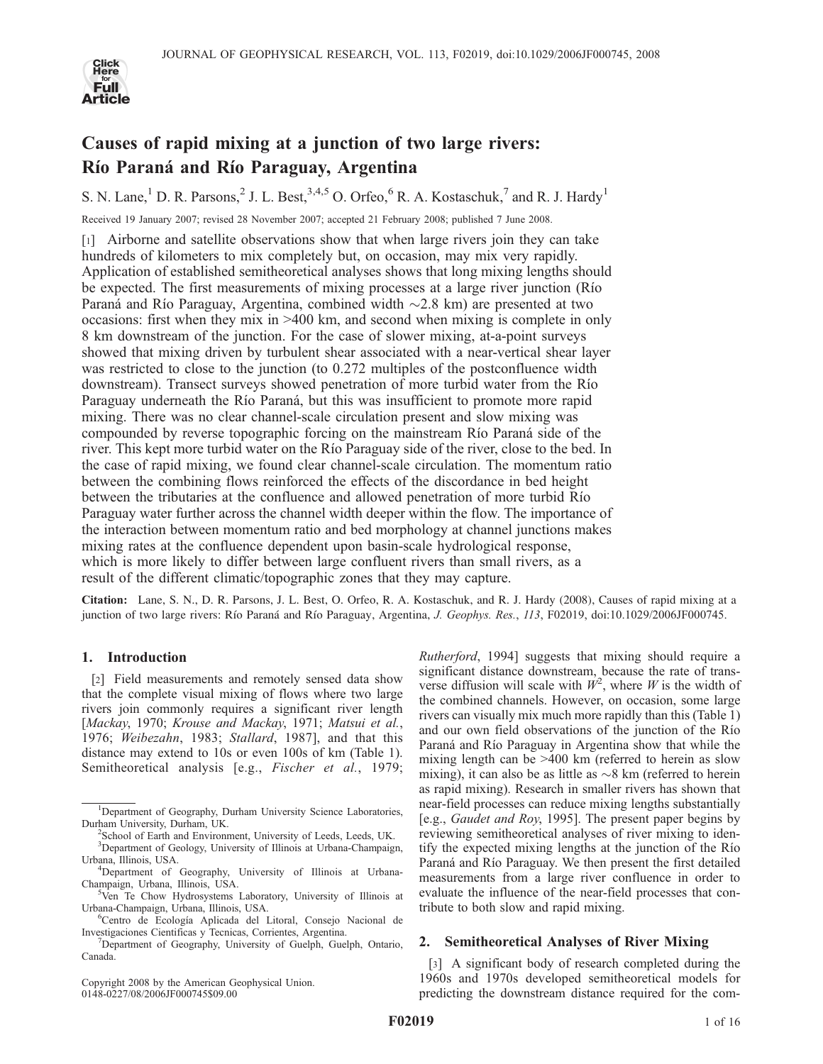# Causes of rapid mixing at a junction of two large rivers: Río Paraná and Río Paraguay, Argentina

S. N. Lane,[1] D. R. Parsons,[2] J. L. Best,[3,4,5] O. Orfeo,[6] R. A. Kostaschuk,[7] and R. J. Hardy[1]

Received 19 January 2007; revised 28 November 2007; accepted 21 February 2008; published 7 June 2008.

[1] Airborne and satellite observations show that when large rivers join they can take hundreds of kilometers to mix completely but, on occasion, may mix very rapidly. Application of established semitheoretical analyses shows that long mixing lengths should be expected. The first measurements of mixing processes at a large river junction (Río Paraná and Río Paraguay, Argentina, combined width ~2.8 km) are presented at two occasions: first when they mix in >400 km, and second when mixing is complete in only 8 km downstream of the junction. For the case of slower mixing, at-a-point surveys showed that mixing driven by turbulent shear associated with a near-vertical shear layer was restricted to close to the junction (to 0.272 multiples of the postconfluence width downstream). Transect surveys showed penetration of more turbid water from the Río Paraguay underneath the Río Paraná, but this was insufficient to promote more rapid mixing. There was no clear channel-scale circulation present and slow mixing was compounded by reverse topographic forcing on the mainstream Río Paraná side of the river. This kept more turbid water on the Río Paraguay side of the river, close to the bed. In the case of rapid mixing, we found clear channel-scale circulation. The momentum ratio between the combining flows reinforced the effects of the discordance in bed height between the tributaries at the confluence and allowed penetration of more turbid Río Paraguay water further across the channel width deeper within the flow. The importance of the interaction between momentum ratio and bed morphology at channel junctions makes mixing rates at the confluence dependent upon basin-scale hydrological response, which is more likely to differ between large confluent rivers than small rivers, as a result of the different climatic/topographic zones that they may capture.

**Citation:** Lane, S. N., D. R. Parsons, J. L. Best, O. Orfeo, R. A. Kostaschuk, and R. J. Hardy (2008), Causes of rapid mixing at a junction of two large rivers: Río Paraná and Río Paraguay, Argentina, *J. Geophys. Res.*, *113*, F02019, doi:10.1029/2006JF000745.

## 1. Introduction

[2] Field measurements and remotely sensed data show that the complete visual mixing of flows where two large rivers join commonly requires a significant river length [*Mackay*, 1970; *Krouse and Mackay*, 1971; *Matsui et al.*, 1976; *Weibezahn*, 1983; *Stallard*, 1987], and that this distance may extend to 10s or even 100s of km (Table 1). Semitheoretical analysis [e.g., *Fischer et al.*, 1979; *Rutherford*, 1994] suggests that mixing should require a significant distance downstream, because the rate of transverse diffusion will scale with $W^2$, where $W$ is the width of the combined channels. However, on occasion, some large rivers can visually mix much more rapidly than this (Table 1) and our own field observations of the junction of the Río Paraná and Río Paraguay in Argentina show that while the mixing length can be >400 km (referred to herein as slow mixing), it can also be as little as ~8 km (referred to herein as rapid mixing). Research in smaller rivers has shown that near-field processes can reduce mixing lengths substantially [e.g., *Gaudet and Roy*, 1995]. The present paper begins by reviewing semitheoretical analyses of river mixing to identify the expected mixing lengths at the junction of the Río Paraná and Río Paraguay. We then present the first detailed measurements from a large river confluence in order to evaluate the influence of the near-field processes that contribute to both slow and rapid mixing.

## 2. Semitheoretical Analyses of River Mixing

[3] A significant body of research completed during the 1960s and 1970s developed semitheoretical models for predicting the downstream distance required for the com-

---

[1] Department of Geography, Durham University Science Laboratories, Durham University, Durham, UK.

[2] School of Earth and Environment, University of Leeds, Leeds, UK.

[3] Department of Geology, University of Illinois at Urbana-Champaign, Urbana, Illinois, USA.

[4] Department of Geography, University of Illinois at Urbana-Champaign, Urbana, Illinois, USA.

[5] Ven Te Chow Hydrosystems Laboratory, University of Illinois at Urbana-Champaign, Urbana, Illinois, USA.

[6] Centro de Ecología Aplicada del Litoral, Consejo Nacional de Investigaciones Cientificas y Tecnicas, Corrientes, Argentina.

[7] Department of Geography, University of Guelph, Guelph, Ontario, Canada.

Copyright 2008 by the American Geophysical Union.
0148-0227/08/2006JF000745$09.00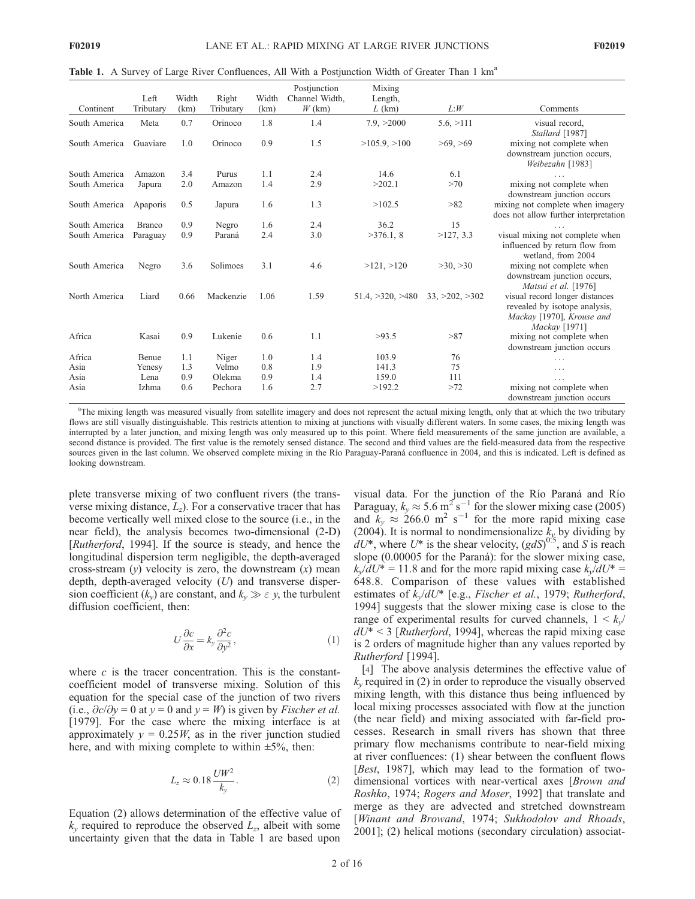**Table 1.** A Survey of Large River Confluences, All With a Postjunction Width of Greater Than 1 km[a]

| Continent | Left Tributary | Width (km) | Right Tributary | Width (km) | Postjunction Channel Width, $W$ (km) | Mixing Length, $L$ (km) | $L$:$W$ | Comments |
|---|---|---|---|---|---|---|---|---|
| South America | Meta | 0.7 | Orinoco | 1.8 | 1.4 | 7.9, >2000 | 5.6, >111 | visual record, *Stallard* [1987] |
| South America | Guaviare | 1.0 | Orinoco | 0.9 | 1.5 | >105.9, >100 | >69, >69 | mixing not complete when downstream junction occurs, *Weibezahn* [1983] |
| South America | Amazon | 3.4 | Purus | 1.1 | 2.4 | 14.6 | 6.1 | ... |
| South America | Japura | 2.0 | Amazon | 1.4 | 2.9 | >202.1 | >70 | mixing not complete when downstream junction occurs |
| South America | Apaporis | 0.5 | Japura | 1.6 | 1.3 | >102.5 | >82 | mixing not complete when imagery does not allow further interpretation |
| South America | Branco | 0.9 | Negro | 1.6 | 2.4 | 36.2 | 15 | ... |
| South America | Paraguay | 0.9 | Paraná | 2.4 | 3.0 | >376.1, 8 | >127, 3.3 | visual mixing not complete when influenced by return flow from wetland, from 2004 |
| South America | Negro | 3.6 | Solimoes | 3.1 | 4.6 | >121, >120 | >30, >30 | mixing not complete when downstream junction occurs, *Matsui et al.* [1976] |
| North America | Liard | 0.66 | Mackenzie | 1.06 | 1.59 | 51.4, >320, >480 | 33, >202, >302 | visual record longer distances revealed by isotope analysis, *Mackay* [1970], *Krouse and Mackay* [1971] |
| Africa | Kasai | 0.9 | Lukenie | 0.6 | 1.1 | >93.5 | >87 | mixing not complete when downstream junction occurs |
| Africa | Benue | 1.1 | Niger | 1.0 | 1.4 | 103.9 | 76 | ... |
| Asia | Yenesy | 1.3 | Velmo | 0.8 | 1.9 | 141.3 | 75 | ... |
| Asia | Lena | 0.9 | Olekma | 0.9 | 1.4 | 159.0 | 111 | ... |
| Asia | Izhma | 0.6 | Pechora | 1.6 | 2.7 | >192.2 | >72 | mixing not complete when downstream junction occurs |

[a]The mixing length was measured visually from satellite imagery and does not represent the actual mixing length, only that at which the two tributary flows are still visually distinguishable. This restricts attention to mixing at junctions with visually different waters. In some cases, the mixing length was interrupted by a later junction, and mixing length was only measured up to this point. Where field measurements of the same junction are available, a second distance is provided. The first value is the remotely sensed distance. The second and third values are the field-measured data from the respective sources given in the last column. We observed complete mixing in the Río Paraguay-Paraná confluence in 2004, and this is indicated. Left is defined as looking downstream.

plete transverse mixing of two confluent rivers (the transverse mixing distance, $L_z$). For a conservative tracer that has become vertically well mixed close to the source (i.e., in the near field), the analysis becomes two-dimensional (2-D) [*Rutherford*, 1994]. If the source is steady, and hence the longitudinal dispersion term negligible, the depth-averaged cross-stream ($y$) velocity is zero, the downstream ($x$) mean depth, depth-averaged velocity ($U$) and transverse dispersion coefficient ($k_y$) are constant, and $k_y \gg \varepsilon\ y$, the turbulent diffusion coefficient, then:

$$U\frac{\partial c}{\partial x} = k_y \frac{\partial^2 c}{\partial y^2}, \qquad (1)$$

where $c$ is the tracer concentration. This is the constant-coefficient model of transverse mixing. Solution of this equation for the special case of the junction of two rivers (i.e., $\partial c/\partial y = 0$ at $y = 0$ and $y = W$) is given by *Fischer et al.* [1979]. For the case where the mixing interface is at approximately $y = 0.25W$, as in the river junction studied here, and with mixing complete to within $\pm 5\%$, then:

$$L_z \approx 0.18\frac{UW^2}{k_y}. \qquad (2)$$

Equation (2) allows determination of the effective value of $k_y$ required to reproduce the observed $L_z$, albeit with some uncertainty given that the data in Table 1 are based upon visual data. For the junction of the Río Paraná and Río Paraguay, $k_y \approx 5.6\ \mathrm{m^2\ s^{-1}}$ for the slower mixing case (2005) and $k_y \approx 266.0\ \mathrm{m^2\ s^{-1}}$ for the more rapid mixing case (2004). It is normal to nondimensionalize $k_y$ by dividing by $dU^*$, where $U^*$ is the shear velocity, $(gdS)^{0.5}$, and $S$ is reach slope (0.00005 for the Paraná): for the slower mixing case, $k_y/dU^* = 11.8$ and for the more rapid mixing case $k_y/dU^* = 648.8$. Comparison of these values with established estimates of $k_y/dU^*$ [e.g., *Fischer et al.*, 1979; *Rutherford*, 1994] suggests that the slower mixing case is close to the range of experimental results for curved channels, $1 < k_y/dU^* < 3$ [*Rutherford*, 1994], whereas the rapid mixing case is 2 orders of magnitude higher than any values reported by *Rutherford* [1994].

[4] The above analysis determines the effective value of $k_y$ required in (2) in order to reproduce the visually observed mixing length, with this distance thus being influenced by local mixing processes associated with flow at the junction (the near field) and mixing associated with far-field processes. Research in small rivers has shown that three primary flow mechanisms contribute to near-field mixing at river confluences: (1) shear between the confluent flows [*Best*, 1987], which may lead to the formation of two-dimensional vortices with near-vertical axes [*Brown and Roshko*, 1974; *Rogers and Moser*, 1992] that translate and merge as they are advected and stretched downstream [*Winant and Browand*, 1974; *Sukhodolov and Rhoads*, 2001]; (2) helical motions (secondary circulation) associat-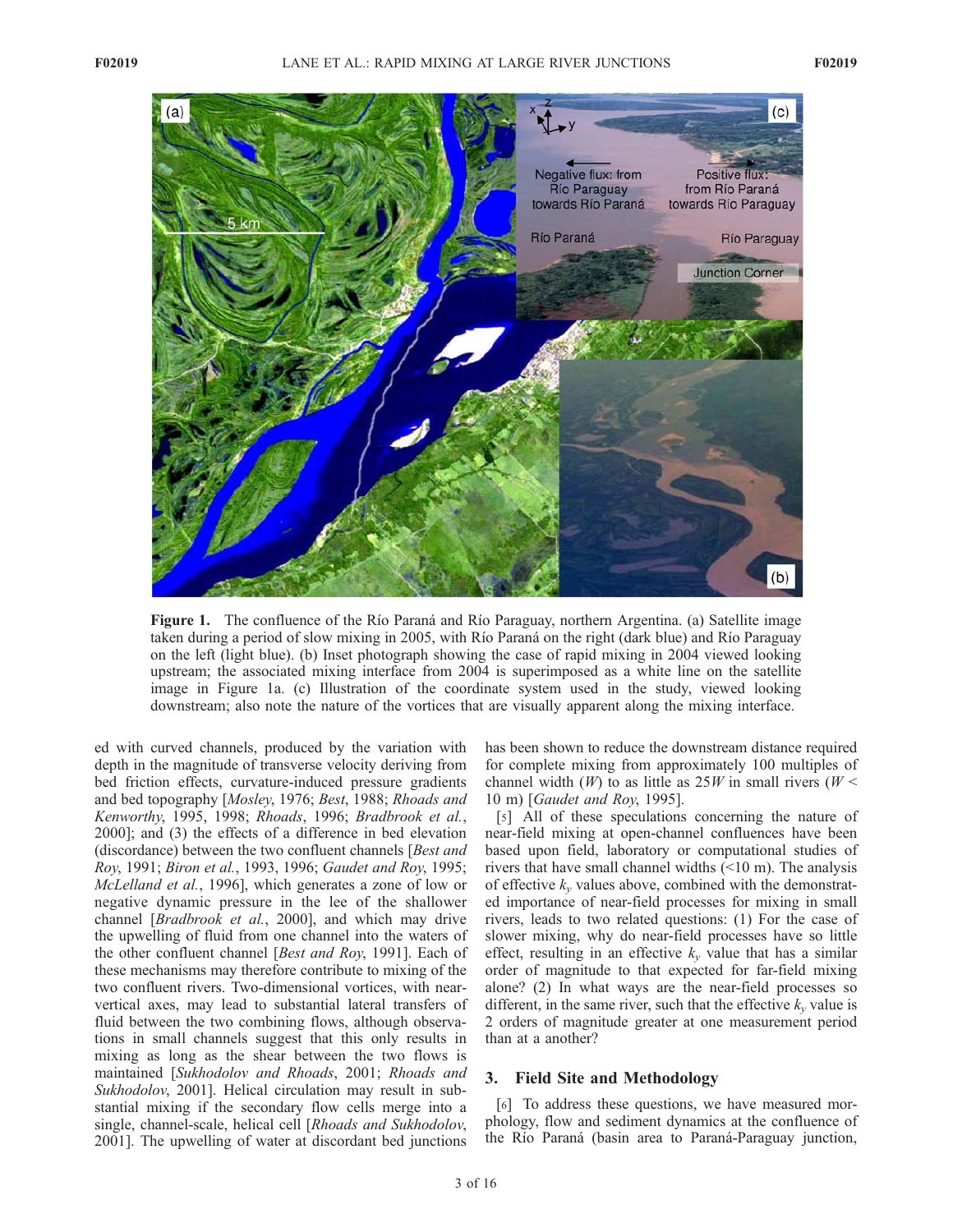**Figure 1.** The confluence of the Río Paraná and Río Paraguay, northern Argentina. (a) Satellite image taken during a period of slow mixing in 2005, with Río Paraná on the right (dark blue) and Río Paraguay on the left (light blue). (b) Inset photograph showing the case of rapid mixing in 2004 viewed looking upstream; the associated mixing interface from 2004 is superimposed as a white line on the satellite image in Figure 1a. (c) Illustration of the coordinate system used in the study, viewed looking downstream; also note the nature of the vortices that are visually apparent along the mixing interface.

ed with curved channels, produced by the variation with depth in the magnitude of transverse velocity deriving from bed friction effects, curvature-induced pressure gradients and bed topography [*Mosley*, 1976; *Best*, 1988; *Rhoads and Kenworthy*, 1995, 1998; *Rhoads*, 1996; *Bradbrook et al.*, 2000]; and (3) the effects of a difference in bed elevation (discordance) between the two confluent channels [*Best and Roy*, 1991; *Biron et al.*, 1993, 1996; *Gaudet and Roy*, 1995; *McLelland et al.*, 1996], which generates a zone of low or negative dynamic pressure in the lee of the shallower channel [*Bradbrook et al.*, 2000], and which may drive the upwelling of fluid from one channel into the waters of the other confluent channel [*Best and Roy*, 1991]. Each of these mechanisms may therefore contribute to mixing of the two confluent rivers. Two-dimensional vortices, with near-vertical axes, may lead to substantial lateral transfers of fluid between the two combining flows, although observations in small channels suggest that this only results in mixing as long as the shear between the two flows is maintained [*Sukhodolov and Rhoads*, 2001; *Rhoads and Sukhodolov*, 2001]. Helical circulation may result in substantial mixing if the secondary flow cells merge into a single, channel-scale, helical cell [*Rhoads and Sukhodolov*, 2001]. The upwelling of water at discordant bed junctions has been shown to reduce the downstream distance required for complete mixing from approximately 100 multiples of channel width ($W$) to as little as $25W$ in small rivers ($W <$ 10 m) [*Gaudet and Roy*, 1995].

[5] All of these speculations concerning the nature of near-field mixing at open-channel confluences have been based upon field, laboratory or computational studies of rivers that have small channel widths (<10 m). The analysis of effective $k_y$ values above, combined with the demonstrated importance of near-field processes for mixing in small rivers, leads to two related questions: (1) For the case of slower mixing, why do near-field processes have so little effect, resulting in an effective $k_y$ value that has a similar order of magnitude to that expected for far-field mixing alone? (2) In what ways are the near-field processes so different, in the same river, such that the effective $k_y$ value is 2 orders of magnitude greater at one measurement period than at a another?

## 3. Field Site and Methodology

[6] To address these questions, we have measured morphology, flow and sediment dynamics at the confluence of the Río Paraná (basin area to Paraná-Paraguay junction,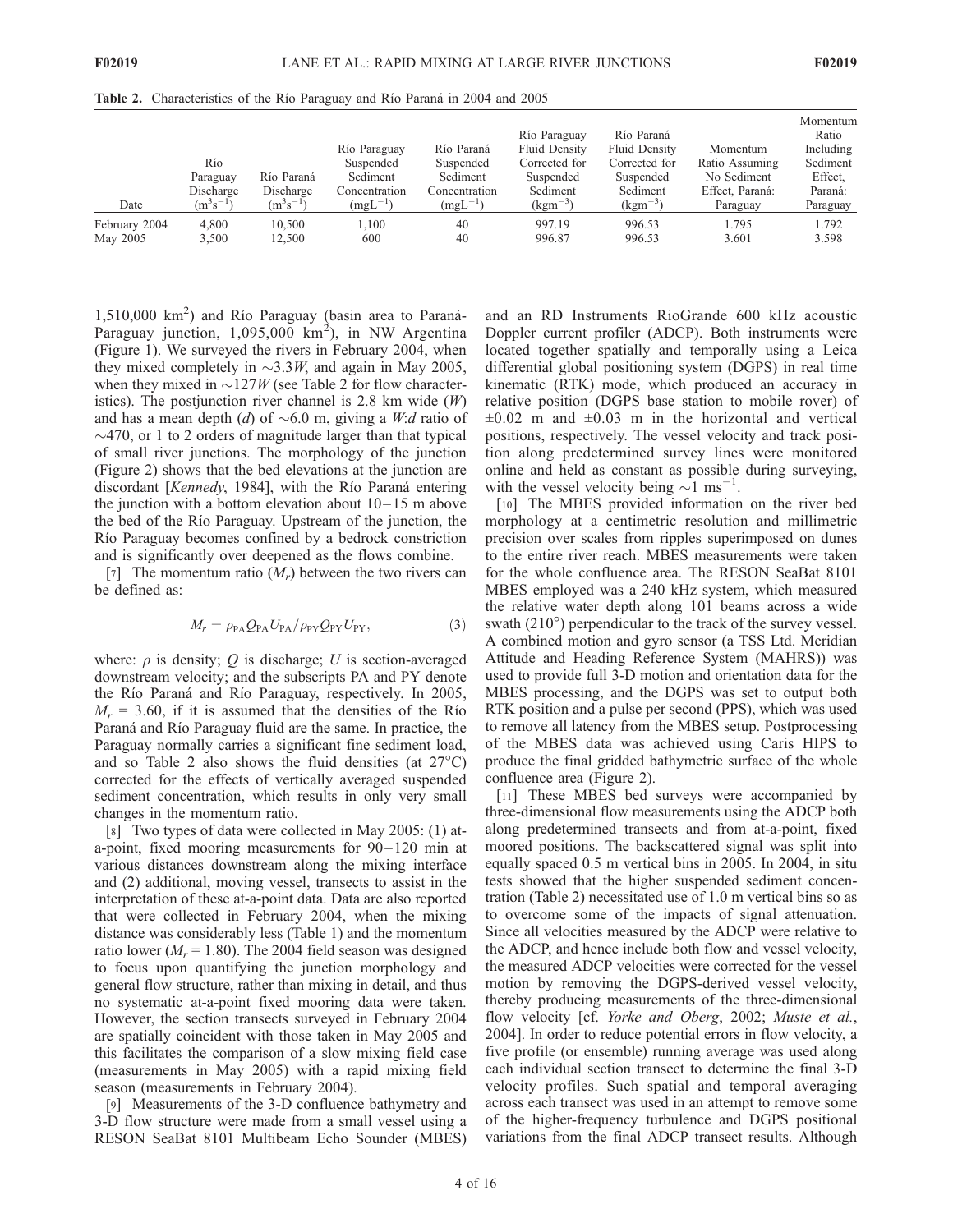**Table 2.** Characteristics of the Río Paraguay and Río Paraná in 2004 and 2005

| Date | Río Paraguay Discharge ($m^3s^{-1}$) | Río Paraná Discharge ($m^3s^{-1}$) | Río Paraguay Suspended Sediment Concentration ($mgL^{-1}$) | Río Paraná Suspended Sediment Concentration ($mgL^{-1}$) | Río Paraguay Fluid Density Corrected for Suspended Sediment ($kgm^{-3}$) | Río Paraná Fluid Density Corrected for Suspended Sediment ($kgm^{-3}$) | Momentum Ratio Assuming No Sediment Effect, Paraná: Paraguay | Momentum Ratio Including Sediment Effect, Paraná: Paraguay |
|---|---|---|---|---|---|---|---|---|
| February 2004 | 4,800 | 10,500 | 1,100 | 40 | 997.19 | 996.53 | 1.795 | 1.792 |
| May 2005 | 3,500 | 12,500 | 600 | 40 | 996.87 | 996.53 | 3.601 | 3.598 |

1,510,000 km$^2$) and Río Paraguay (basin area to Paraná-Paraguay junction, 1,095,000 km$^2$), in NW Argentina (Figure 1). We surveyed the rivers in February 2004, when they mixed completely in $\sim$3.3$W$, and again in May 2005, when they mixed in $\sim$127$W$ (see Table 2 for flow characteristics). The postjunction river channel is 2.8 km wide ($W$) and has a mean depth ($d$) of $\sim$6.0 m, giving a $W$:$d$ ratio of $\sim$470, or 1 to 2 orders of magnitude larger than that typical of small river junctions. The morphology of the junction (Figure 2) shows that the bed elevations at the junction are discordant [*Kennedy*, 1984], with the Río Paraná entering the junction with a bottom elevation about 10–15 m above the bed of the Río Paraguay. Upstream of the junction, the Río Paraguay becomes confined by a bedrock constriction and is significantly over deepened as the flows combine.

[7] The momentum ratio ($M_r$) between the two rivers can be defined as:

$$M_r = \rho_{\mathrm{PA}} Q_{\mathrm{PA}} U_{\mathrm{PA}} / \rho_{\mathrm{PY}} Q_{\mathrm{PY}} U_{\mathrm{PY}}, \tag{3}$$

where: $\rho$ is density; $Q$ is discharge; $U$ is section-averaged downstream velocity; and the subscripts PA and PY denote the Río Paraná and Río Paraguay, respectively. In 2005, $M_r$ = 3.60, if it is assumed that the densities of the Río Paraná and Río Paraguay fluid are the same. In practice, the Paraguay normally carries a significant fine sediment load, and so Table 2 also shows the fluid densities (at 27°C) corrected for the effects of vertically averaged suspended sediment concentration, which results in only very small changes in the momentum ratio.

[8] Two types of data were collected in May 2005: (1) at-a-point, fixed mooring measurements for 90–120 min at various distances downstream along the mixing interface and (2) additional, moving vessel, transects to assist in the interpretation of these at-a-point data. Data are also reported that were collected in February 2004, when the mixing distance was considerably less (Table 1) and the momentum ratio lower ($M_r$ = 1.80). The 2004 field season was designed to focus upon quantifying the junction morphology and general flow structure, rather than mixing in detail, and thus no systematic at-a-point fixed mooring data were taken. However, the section transects surveyed in February 2004 are spatially coincident with those taken in May 2005 and this facilitates the comparison of a slow mixing field case (measurements in May 2005) with a rapid mixing field season (measurements in February 2004).

[9] Measurements of the 3-D confluence bathymetry and 3-D flow structure were made from a small vessel using a RESON SeaBat 8101 Multibeam Echo Sounder (MBES) and an RD Instruments RioGrande 600 kHz acoustic Doppler current profiler (ADCP). Both instruments were located together spatially and temporally using a Leica differential global positioning system (DGPS) in real time kinematic (RTK) mode, which produced an accuracy in relative position (DGPS base station to mobile rover) of ±0.02 m and ±0.03 m in the horizontal and vertical positions, respectively. The vessel velocity and track position along predetermined survey lines were monitored online and held as constant as possible during surveying, with the vessel velocity being $\sim$1 ms$^{-1}$.

[10] The MBES provided information on the river bed morphology at a centimetric resolution and millimetric precision over scales from ripples superimposed on dunes to the entire river reach. MBES measurements were taken for the whole confluence area. The RESON SeaBat 8101 MBES employed was a 240 kHz system, which measured the relative water depth along 101 beams across a wide swath (210°) perpendicular to the track of the survey vessel. A combined motion and gyro sensor (a TSS Ltd. Meridian Attitude and Heading Reference System (MAHRS)) was used to provide full 3-D motion and orientation data for the MBES processing, and the DGPS was set to output both RTK position and a pulse per second (PPS), which was used to remove all latency from the MBES setup. Postprocessing of the MBES data was achieved using Caris HIPS to produce the final gridded bathymetric surface of the whole confluence area (Figure 2).

[11] These MBES bed surveys were accompanied by three-dimensional flow measurements using the ADCP both along predetermined transects and from at-a-point, fixed moored positions. The backscattered signal was split into equally spaced 0.5 m vertical bins in 2005. In 2004, in situ tests showed that the higher suspended sediment concentration (Table 2) necessitated use of 1.0 m vertical bins so as to overcome some of the impacts of signal attenuation. Since all velocities measured by the ADCP were relative to the ADCP, and hence include both flow and vessel velocity, the measured ADCP velocities were corrected for the vessel motion by removing the DGPS-derived vessel velocity, thereby producing measurements of the three-dimensional flow velocity [cf. *Yorke and Oberg*, 2002; *Muste et al.*, 2004]. In order to reduce potential errors in flow velocity, a five profile (or ensemble) running average was used along each individual section transect to determine the final 3-D velocity profiles. Such spatial and temporal averaging across each transect was used in an attempt to remove some of the higher-frequency turbulence and DGPS positional variations from the final ADCP transect results. Although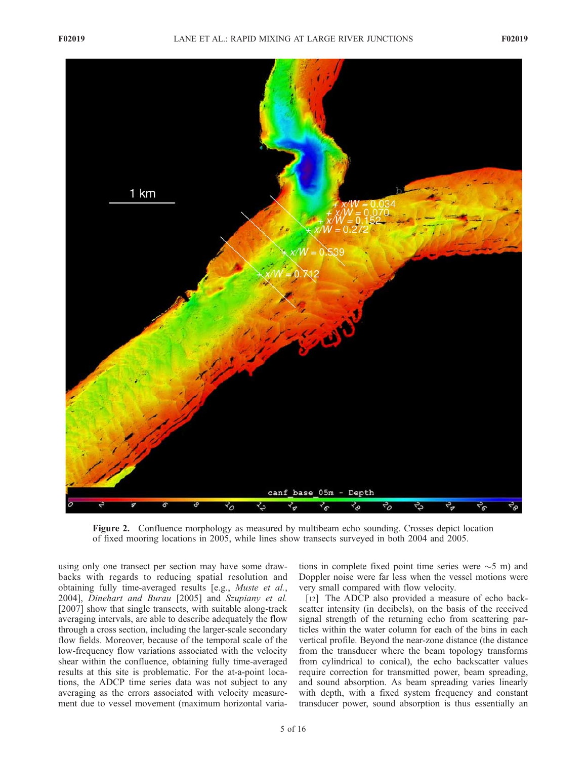Figure 2. Confluence morphology as measured by multibeam echo sounding. Crosses depict location of fixed mooring locations in 2005, while lines show transects surveyed in both 2004 and 2005.

using only one transect per section may have some drawbacks with regards to reducing spatial resolution and obtaining fully time-averaged results [e.g., *Muste et al.*, 2004], *Dinehart and Burau* [2005] and *Szupiany et al.* [2007] show that single transects, with suitable along-track averaging intervals, are able to describe adequately the flow through a cross section, including the larger-scale secondary flow fields. Moreover, because of the temporal scale of the low-frequency flow variations associated with the velocity shear within the confluence, obtaining fully time-averaged results at this site is problematic. For the at-a-point locations, the ADCP time series data was not subject to any averaging as the errors associated with velocity measurement due to vessel movement (maximum horizontal variations in complete fixed point time series were ~5 m) and Doppler noise were far less when the vessel motions were very small compared with flow velocity.

[12] The ADCP also provided a measure of echo backscatter intensity (in decibels), on the basis of the received signal strength of the returning echo from scattering particles within the water column for each of the bins in each vertical profile. Beyond the near-zone distance (the distance from the transducer where the beam topology transforms from cylindrical to conical), the echo backscatter values require correction for transmitted power, beam spreading, and sound absorption. As beam spreading varies linearly with depth, with a fixed system frequency and constant transducer power, sound absorption is thus essentially an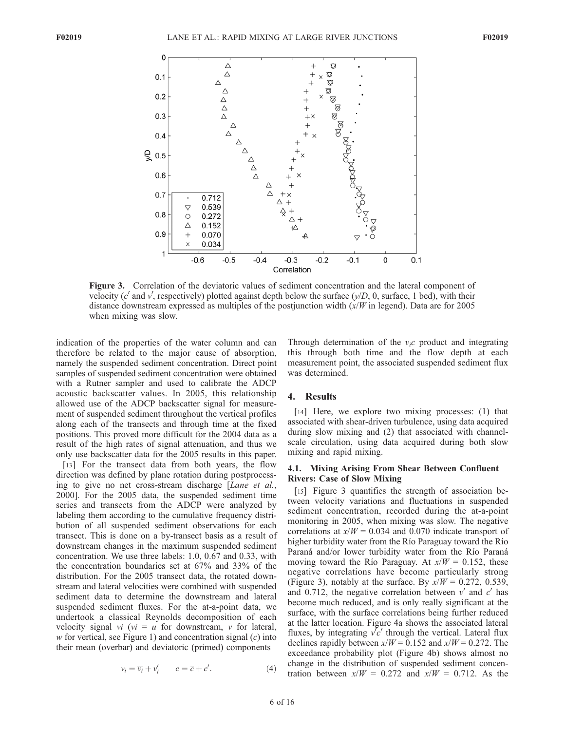Figure 3. Correlation of the deviatoric values of sediment concentration and the lateral component of velocity ($c'$ and $v'$, respectively) plotted against depth below the surface ($y/D$, 0, surface, 1 bed), with their distance downstream expressed as multiples of the postjunction width ($x/W$ in legend). Data are for 2005 when mixing was slow.

indication of the properties of the water column and can therefore be related to the major cause of absorption, namely the suspended sediment concentration. Direct point samples of suspended sediment concentration were obtained with a Rutner sampler and used to calibrate the ADCP acoustic backscatter values. In 2005, this relationship allowed use of the ADCP backscatter signal for measurement of suspended sediment throughout the vertical profiles along each of the transects and through time at the fixed positions. This proved more difficult for the 2004 data as a result of the high rates of signal attenuation, and thus we only use backscatter data for the 2005 results in this paper.

[13] For the transect data from both years, the flow direction was defined by plane rotation during postprocessing to give no net cross-stream discharge [*Lane et al.*, 2000]. For the 2005 data, the suspended sediment time series and transects from the ADCP were analyzed by labeling them according to the cumulative frequency distribution of all suspended sediment observations for each transect. This is done on a by-transect basis as a result of downstream changes in the maximum suspended sediment concentration. We use three labels: 1.0, 0.67 and 0.33, with the concentration boundaries set at 67% and 33% of the distribution. For the 2005 transect data, the rotated downstream and lateral velocities were combined with suspended sediment data to determine the downstream and lateral suspended sediment fluxes. For the at-a-point data, we undertook a classical Reynolds decomposition of each velocity signal $v_i$ ($v_i = u$ for downstream, $v$ for lateral, $w$ for vertical, see Figure 1) and concentration signal ($c$) into their mean (overbar) and deviatoric (primed) components

$$v_i = \overline{v_i} + v_i' \qquad c = \overline{c} + c'. \tag{4}$$

Through determination of the $v_i c$ product and integrating this through both time and the flow depth at each measurement point, the associated suspended sediment flux was determined.

## 4. Results

[14] Here, we explore two mixing processes: (1) that associated with shear-driven turbulence, using data acquired during slow mixing and (2) that associated with channel-scale circulation, using data acquired during both slow mixing and rapid mixing.

### 4.1. Mixing Arising From Shear Between Confluent Rivers: Case of Slow Mixing

[15] Figure 3 quantifies the strength of association between velocity variations and fluctuations in suspended sediment concentration, recorded during the at-a-point monitoring in 2005, when mixing was slow. The negative correlations at $x/W = 0.034$ and 0.070 indicate transport of higher turbidity water from the Río Paraguay toward the Río Paraná and/or lower turbidity water from the Río Paraná moving toward the Río Paraguay. At $x/W = 0.152$, these negative correlations have become particularly strong (Figure 3), notably at the surface. By $x/W = 0.272$, 0.539, and 0.712, the negative correlation between $v'$ and $c'$ has become much reduced, and is only really significant at the surface, with the surface correlations being further reduced at the latter location. Figure 4a shows the associated lateral fluxes, by integrating $v'c'$ through the vertical. Lateral flux declines rapidly between $x/W = 0.152$ and $x/W = 0.272$. The exceedance probability plot (Figure 4b) shows almost no change in the distribution of suspended sediment concentration between $x/W = 0.272$ and $x/W = 0.712$. As the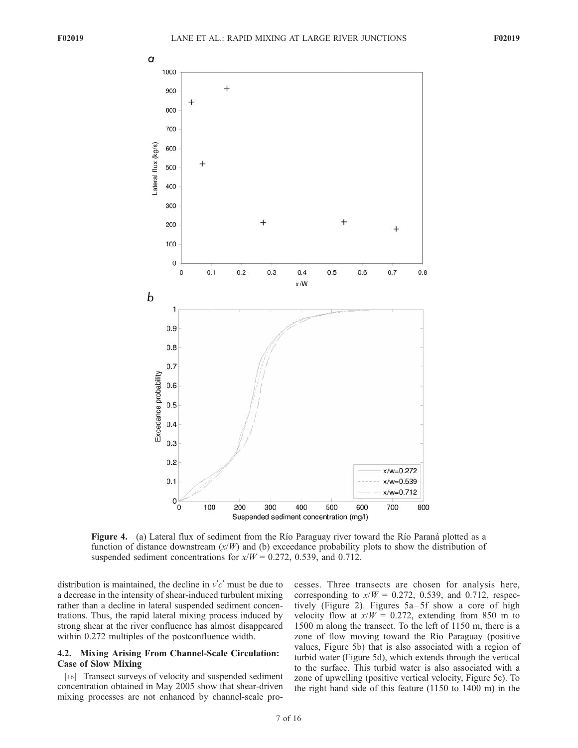**Figure 4.** (a) Lateral flux of sediment from the Río Paraguay river toward the Río Paraná plotted as a function of distance downstream ($x/W$) and (b) exceedance probability plots to show the distribution of suspended sediment concentrations for $x/W$ = 0.272, 0.539, and 0.712.

distribution is maintained, the decline in $v'c'$ must be due to a decrease in the intensity of shear-induced turbulent mixing rather than a decline in lateral suspended sediment concentrations. Thus, the rapid lateral mixing process induced by strong shear at the river confluence has almost disappeared within 0.272 multiples of the postconfluence width.

### 4.2. Mixing Arising From Channel-Scale Circulation: Case of Slow Mixing

[16] Transect surveys of velocity and suspended sediment concentration obtained in May 2005 show that shear-driven mixing processes are not enhanced by channel-scale processes. Three transects are chosen for analysis here, corresponding to $x/W$ = 0.272, 0.539, and 0.712, respectively (Figure 2). Figures 5a–5f show a core of high velocity flow at $x/W$ = 0.272, extending from 850 m to 1500 m along the transect. To the left of 1150 m, there is a zone of flow moving toward the Río Paraguay (positive values, Figure 5b) that is also associated with a region of turbid water (Figure 5d), which extends through the vertical to the surface. This turbid water is also associated with a zone of upwelling (positive vertical velocity, Figure 5c). To the right hand side of this feature (1150 to 1400 m) in the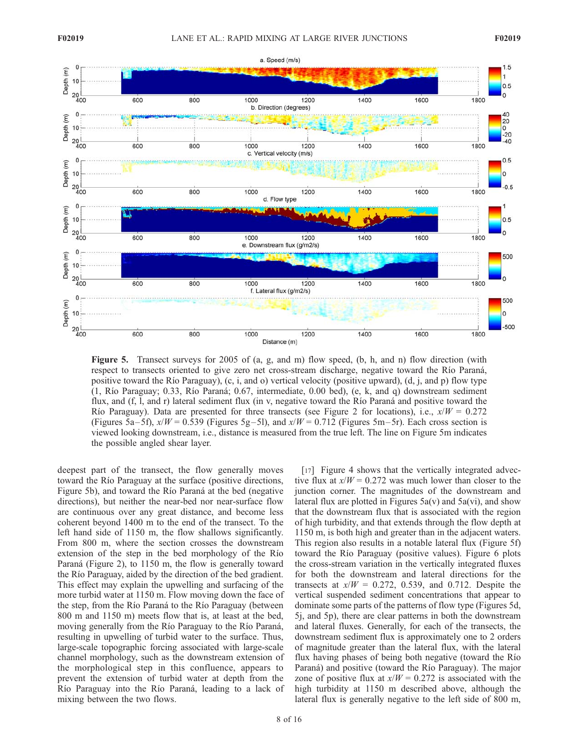**Figure 5.** Transect surveys for 2005 of (a, g, and m) flow speed, (b, h, and n) flow direction (with respect to transects oriented to give zero net cross-stream discharge, negative toward the Río Paraná, positive toward the Río Paraguay), (c, i, and o) vertical velocity (positive upward), (d, j, and p) flow type (1, Río Paraguay; 0.33, Río Paraná; 0.67, intermediate, 0.00 bed), (e, k, and q) downstream sediment flux, and (f, l, and r) lateral sediment flux (in v, negative toward the Río Paraná and positive toward the Río Paraguay). Data are presented for three transects (see Figure 2 for locations), i.e., $x/W = 0.272$ (Figures 5a–5f), $x/W = 0.539$ (Figures 5g–5l), and $x/W = 0.712$ (Figures 5m–5r). Each cross section is viewed looking downstream, i.e., distance is measured from the true left. The line on Figure 5m indicates the possible angled shear layer.

deepest part of the transect, the flow generally moves toward the Río Paraguay at the surface (positive directions, Figure 5b), and toward the Río Paraná at the bed (negative directions), but neither the near-bed nor near-surface flow are continuous over any great distance, and become less coherent beyond 1400 m to the end of the transect. To the left hand side of 1150 m, the flow shallows significantly. From 800 m, where the section crosses the downstream extension of the step in the bed morphology of the Río Paraná (Figure 2), to 1150 m, the flow is generally toward the Río Paraguay, aided by the direction of the bed gradient. This effect may explain the upwelling and surfacing of the more turbid water at 1150 m. Flow moving down the face of the step, from the Río Paraná to the Río Paraguay (between 800 m and 1150 m) meets flow that is, at least at the bed, moving generally from the Río Paraguay to the Río Paraná, resulting in upwelling of turbid water to the surface. Thus, large-scale topographic forcing associated with large-scale channel morphology, such as the downstream extension of the morphological step in this confluence, appears to prevent the extension of turbid water at depth from the Río Paraguay into the Río Paraná, leading to a lack of mixing between the two flows.

[17] Figure 4 shows that the vertically integrated advective flux at $x/W = 0.272$ was much lower than closer to the junction corner. The magnitudes of the downstream and lateral flux are plotted in Figures 5a(v) and 5a(vi), and show that the downstream flux that is associated with the region of high turbidity, and that extends through the flow depth at 1150 m, is both high and greater than in the adjacent waters. This region also results in a notable lateral flux (Figure 5f) toward the Río Paraguay (positive values). Figure 6 plots the cross-stream variation in the vertically integrated fluxes for both the downstream and lateral directions for the transects at $x/W = 0.272$, 0.539, and 0.712. Despite the vertical suspended sediment concentrations that appear to dominate some parts of the patterns of flow type (Figures 5d, 5j, and 5p), there are clear patterns in both the downstream and lateral fluxes. Generally, for each of the transects, the downstream sediment flux is approximately one to 2 orders of magnitude greater than the lateral flux, with the lateral flux having phases of being both negative (toward the Río Paraná) and positive (toward the Río Paraguay). The major zone of positive flux at $x/W = 0.272$ is associated with the high turbidity at 1150 m described above, although the lateral flux is generally negative to the left side of 800 m,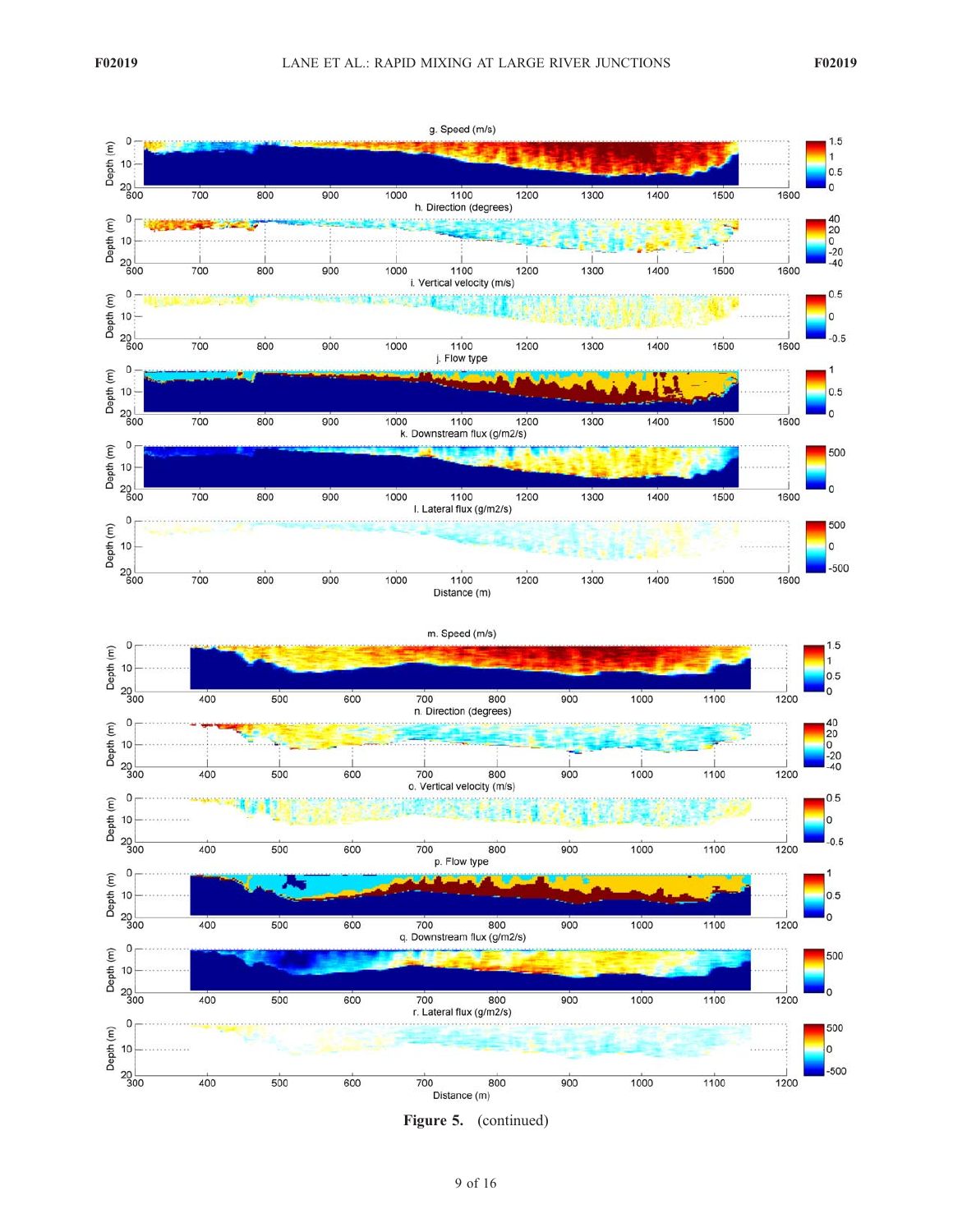**Figure 5.** (continued)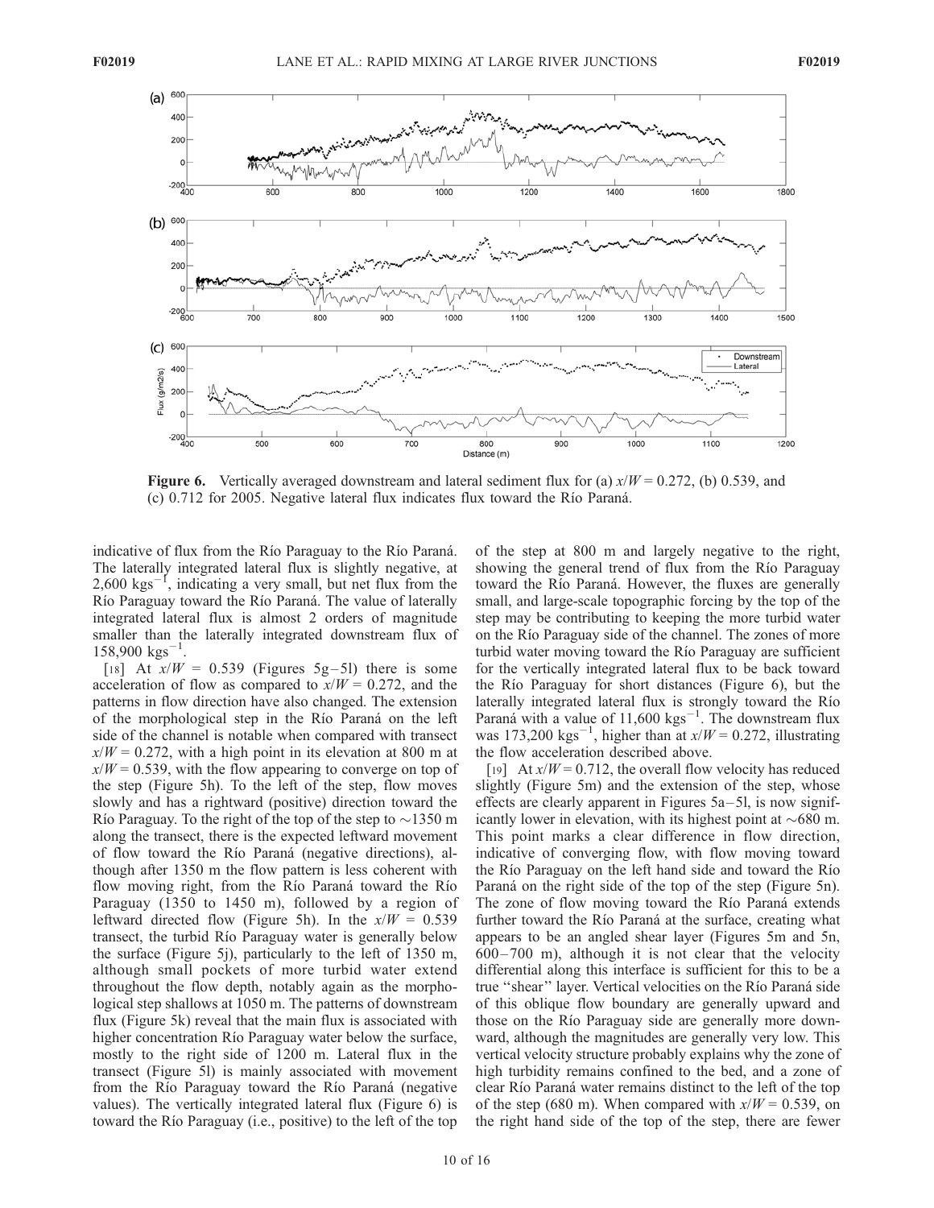**Figure 6.** Vertically averaged downstream and lateral sediment flux for (a) $x/W = 0.272$, (b) 0.539, and (c) 0.712 for 2005. Negative lateral flux indicates flux toward the Río Paraná.

indicative of flux from the Río Paraguay to the Río Paraná. The laterally integrated lateral flux is slightly negative, at 2,600 $kgs^{-1}$, indicating a very small, but net flux from the Río Paraguay toward the Río Paraná. The value of laterally integrated lateral flux is almost 2 orders of magnitude smaller than the laterally integrated downstream flux of 158,900 $kgs^{-1}$.

[18] At $x/W = 0.539$ (Figures 5g–5l) there is some acceleration of flow as compared to $x/W = 0.272$, and the patterns in flow direction have also changed. The extension of the morphological step in the Río Paraná on the left side of the channel is notable when compared with transect $x/W = 0.272$, with a high point in its elevation at 800 m at $x/W = 0.539$, with the flow appearing to converge on top of the step (Figure 5h). To the left of the step, flow moves slowly and has a rightward (positive) direction toward the Río Paraguay. To the right of the top of the step to ~1350 m along the transect, there is the expected leftward movement of flow toward the Río Paraná (negative directions), although after 1350 m the flow pattern is less coherent with flow moving right, from the Río Paraná toward the Río Paraguay (1350 to 1450 m), followed by a region of leftward directed flow (Figure 5h). In the $x/W = 0.539$ transect, the turbid Río Paraguay water is generally below the surface (Figure 5j), particularly to the left of 1350 m, although small pockets of more turbid water extend throughout the flow depth, notably again as the morphological step shallows at 1050 m. The patterns of downstream flux (Figure 5k) reveal that the main flux is associated with higher concentration Río Paraguay water below the surface, mostly to the right side of 1200 m. Lateral flux in the transect (Figure 5l) is mainly associated with movement from the Río Paraguay toward the Río Paraná (negative values). The vertically integrated lateral flux (Figure 6) is toward the Río Paraguay (i.e., positive) to the left of the top of the step at 800 m and largely negative to the right, showing the general trend of flux from the Río Paraguay toward the Río Paraná. However, the fluxes are generally small, and large-scale topographic forcing by the top of the step may be contributing to keeping the more turbid water on the Río Paraguay side of the channel. The zones of more turbid water moving toward the Río Paraguay are sufficient for the vertically integrated lateral flux to be back toward the Río Paraguay for short distances (Figure 6), but the laterally integrated lateral flux is strongly toward the Río Paraná with a value of 11,600 $kgs^{-1}$. The downstream flux was 173,200 $kgs^{-1}$, higher than at $x/W = 0.272$, illustrating the flow acceleration described above.

[19] At $x/W = 0.712$, the overall flow velocity has reduced slightly (Figure 5m) and the extension of the step, whose effects are clearly apparent in Figures 5a–5l, is now significantly lower in elevation, with its highest point at ~680 m. This point marks a clear difference in flow direction, indicative of converging flow, with flow moving toward the Río Paraguay on the left hand side and toward the Río Paraná on the right side of the top of the step (Figure 5n). The zone of flow moving toward the Río Paraná extends further toward the Río Paraná at the surface, creating what appears to be an angled shear layer (Figures 5m and 5n, 600–700 m), although it is not clear that the velocity differential along this interface is sufficient for this to be a true "shear" layer. Vertical velocities on the Río Paraná side of this oblique flow boundary are generally upward and those on the Río Paraguay side are generally more downward, although the magnitudes are generally very low. This vertical velocity structure probably explains why the zone of high turbidity remains confined to the bed, and a zone of clear Río Paraná water remains distinct to the left of the top of the step (680 m). When compared with $x/W = 0.539$, on the right hand side of the top of the step, there are fewer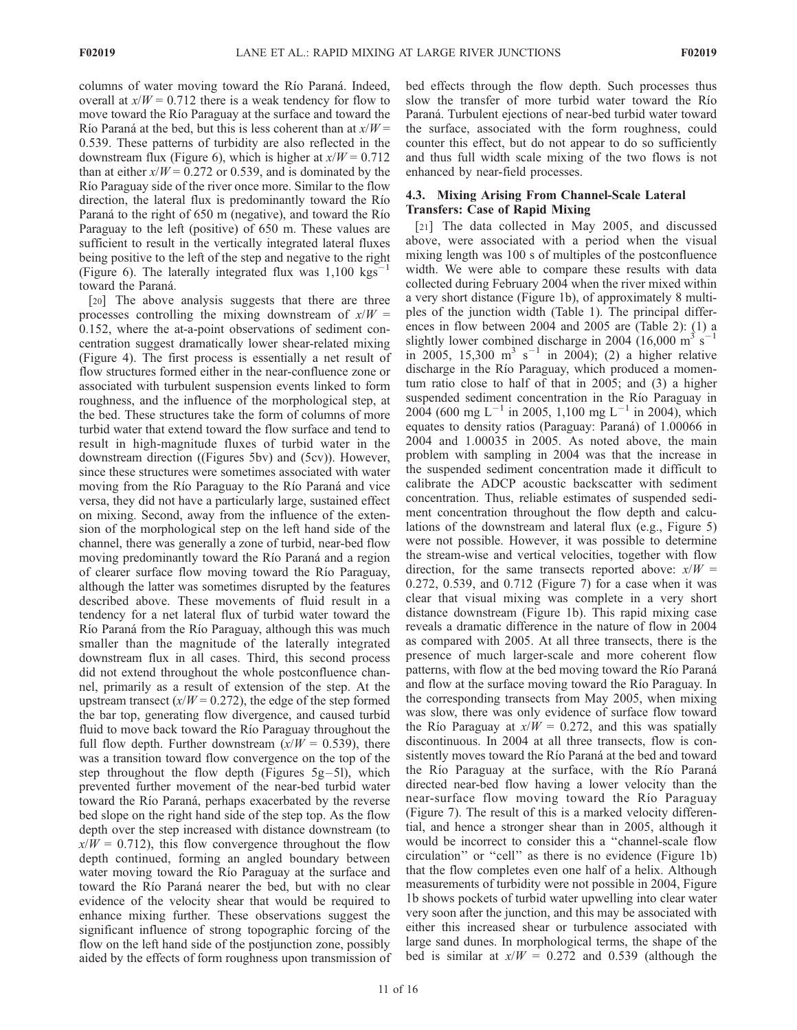columns of water moving toward the Río Paraná. Indeed, overall at $x/W = 0.712$ there is a weak tendency for flow to move toward the Río Paraguay at the surface and toward the Río Paraná at the bed, but this is less coherent than at $x/W = 0.539$. These patterns of turbidity are also reflected in the downstream flux (Figure 6), which is higher at $x/W = 0.712$ than at either $x/W = 0.272$ or 0.539, and is dominated by the Río Paraguay side of the river once more. Similar to the flow direction, the lateral flux is predominantly toward the Río Paraná to the right of 650 m (negative), and toward the Río Paraguay to the left (positive) of 650 m. These values are sufficient to result in the vertically integrated lateral fluxes being positive to the left of the step and negative to the right (Figure 6). The laterally integrated flux was 1,100 kgs$^{-1}$ toward the Paraná.

[20] The above analysis suggests that there are three processes controlling the mixing downstream of $x/W = 0.152$, where the at-a-point observations of sediment concentration suggest dramatically lower shear-related mixing (Figure 4). The first process is essentially a net result of flow structures formed either in the near-confluence zone or associated with turbulent suspension events linked to form roughness, and the influence of the morphological step, at the bed. These structures take the form of columns of more turbid water that extend toward the flow surface and tend to result in high-magnitude fluxes of turbid water in the downstream direction ((Figures 5bv) and (5cv)). However, since these structures were sometimes associated with water moving from the Río Paraguay to the Río Paraná and vice versa, they did not have a particularly large, sustained effect on mixing. Second, away from the influence of the extension of the morphological step on the left hand side of the channel, there was generally a zone of turbid, near-bed flow moving predominantly toward the Río Paraná and a region of clearer surface flow moving toward the Río Paraguay, although the latter was sometimes disrupted by the features described above. These movements of fluid result in a tendency for a net lateral flux of turbid water toward the Río Paraná from the Río Paraguay, although this was much smaller than the magnitude of the laterally integrated downstream flux in all cases. Third, this second process did not extend throughout the whole postconfluence channel, primarily as a result of extension of the step. At the upstream transect ($x/W = 0.272$), the edge of the step formed the bar top, generating flow divergence, and caused turbid fluid to move back toward the Río Paraguay throughout the full flow depth. Further downstream ($x/W = 0.539$), there was a transition toward flow convergence on the top of the step throughout the flow depth (Figures 5g–5l), which prevented further movement of the near-bed turbid water toward the Río Paraná, perhaps exacerbated by the reverse bed slope on the right hand side of the step top. As the flow depth over the step increased with distance downstream (to $x/W = 0.712$), this flow convergence throughout the flow depth continued, forming an angled boundary between water moving toward the Río Paraguay at the surface and toward the Río Paraná nearer the bed, but with no clear evidence of the velocity shear that would be required to enhance mixing further. These observations suggest the significant influence of strong topographic forcing of the flow on the left hand side of the postjunction zone, possibly aided by the effects of form roughness upon transmission of bed effects through the flow depth. Such processes thus slow the transfer of more turbid water toward the Río Paraná. Turbulent ejections of near-bed turbid water toward the surface, associated with the form roughness, could counter this effect, but do not appear to do so sufficiently and thus full width scale mixing of the two flows is not enhanced by near-field processes.

### 4.3. Mixing Arising From Channel-Scale Lateral Transfers: Case of Rapid Mixing

[21] The data collected in May 2005, and discussed above, were associated with a period when the visual mixing length was 100 s of multiples of the postconfluence width. We were able to compare these results with data collected during February 2004 when the river mixed within a very short distance (Figure 1b), of approximately 8 multiples of the junction width (Table 1). The principal differences in flow between 2004 and 2005 are (Table 2): (1) a slightly lower combined discharge in 2004 (16,000 m$^3$ s$^{-1}$ in 2005, 15,300 m$^3$ s$^{-1}$ in 2004); (2) a higher relative discharge in the Río Paraguay, which produced a momentum ratio close to half of that in 2005; and (3) a higher suspended sediment concentration in the Río Paraguay in 2004 (600 mg L$^{-1}$ in 2005, 1,100 mg L$^{-1}$ in 2004), which equates to density ratios (Paraguay: Paraná) of 1.00066 in 2004 and 1.00035 in 2005. As noted above, the main problem with sampling in 2004 was that the increase in the suspended sediment concentration made it difficult to calibrate the ADCP acoustic backscatter with sediment concentration. Thus, reliable estimates of suspended sediment concentration throughout the flow depth and calculations of the downstream and lateral flux (e.g., Figure 5) were not possible. However, it was possible to determine the stream-wise and vertical velocities, together with flow direction, for the same transects reported above: $x/W = 0.272$, 0.539, and 0.712 (Figure 7) for a case when it was clear that visual mixing was complete in a very short distance downstream (Figure 1b). This rapid mixing case reveals a dramatic difference in the nature of flow in 2004 as compared with 2005. At all three transects, there is the presence of much larger-scale and more coherent flow patterns, with flow at the bed moving toward the Río Paraná and flow at the surface moving toward the Río Paraguay. In the corresponding transects from May 2005, when mixing was slow, there was only evidence of surface flow toward the Río Paraguay at $x/W = 0.272$, and this was spatially discontinuous. In 2004 at all three transects, flow is consistently moves toward the Río Paraná at the bed and toward the Río Paraguay at the surface, with the Río Paraná directed near-bed flow having a lower velocity than the near-surface flow moving toward the Río Paraguay (Figure 7). The result of this is a marked velocity differential, and hence a stronger shear than in 2005, although it would be incorrect to consider this a "channel-scale flow circulation" or "cell" as there is no evidence (Figure 1b) that the flow completes even one half of a helix. Although measurements of turbidity were not possible in 2004, Figure 1b shows pockets of turbid water upwelling into clear water very soon after the junction, and this may be associated with either this increased shear or turbulence associated with large sand dunes. In morphological terms, the shape of the bed is similar at $x/W = 0.272$ and 0.539 (although the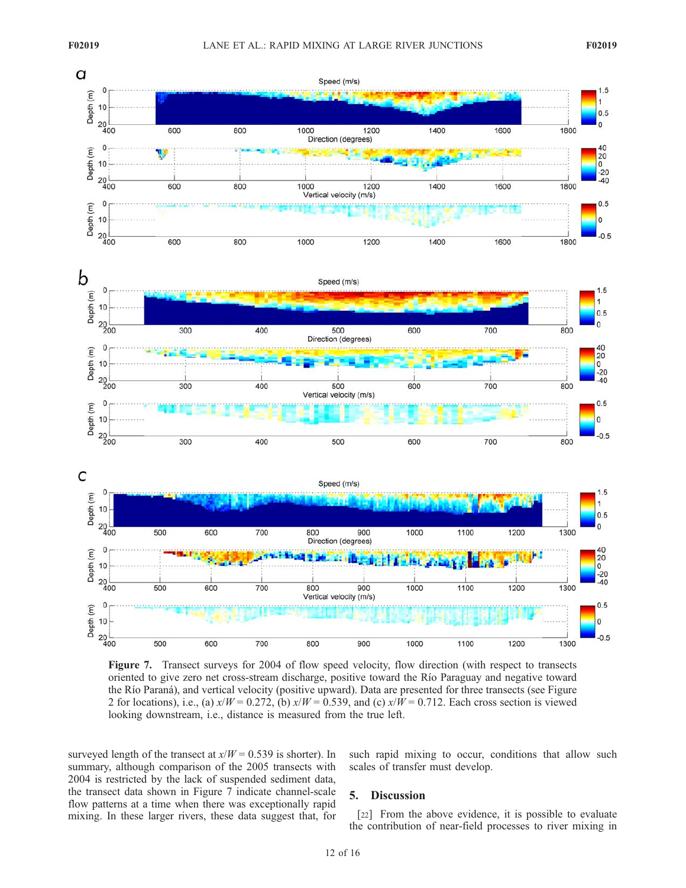**Figure 7.** Transect surveys for 2004 of flow speed velocity, flow direction (with respect to transects oriented to give zero net cross-stream discharge, positive toward the Río Paraguay and negative toward the Río Paraná), and vertical velocity (positive upward). Data are presented for three transects (see Figure 2 for locations), i.e., (a) $x/W = 0.272$, (b) $x/W = 0.539$, and (c) $x/W = 0.712$. Each cross section is viewed looking downstream, i.e., distance is measured from the true left.

surveyed length of the transect at $x/W = 0.539$ is shorter). In summary, although comparison of the 2005 transects with 2004 is restricted by the lack of suspended sediment data, the transect data shown in Figure 7 indicate channel-scale flow patterns at a time when there was exceptionally rapid mixing. In these larger rivers, these data suggest that, for such rapid mixing to occur, conditions that allow such scales of transfer must develop.

## 5. Discussion

[22] From the above evidence, it is possible to evaluate the contribution of near-field processes to river mixing in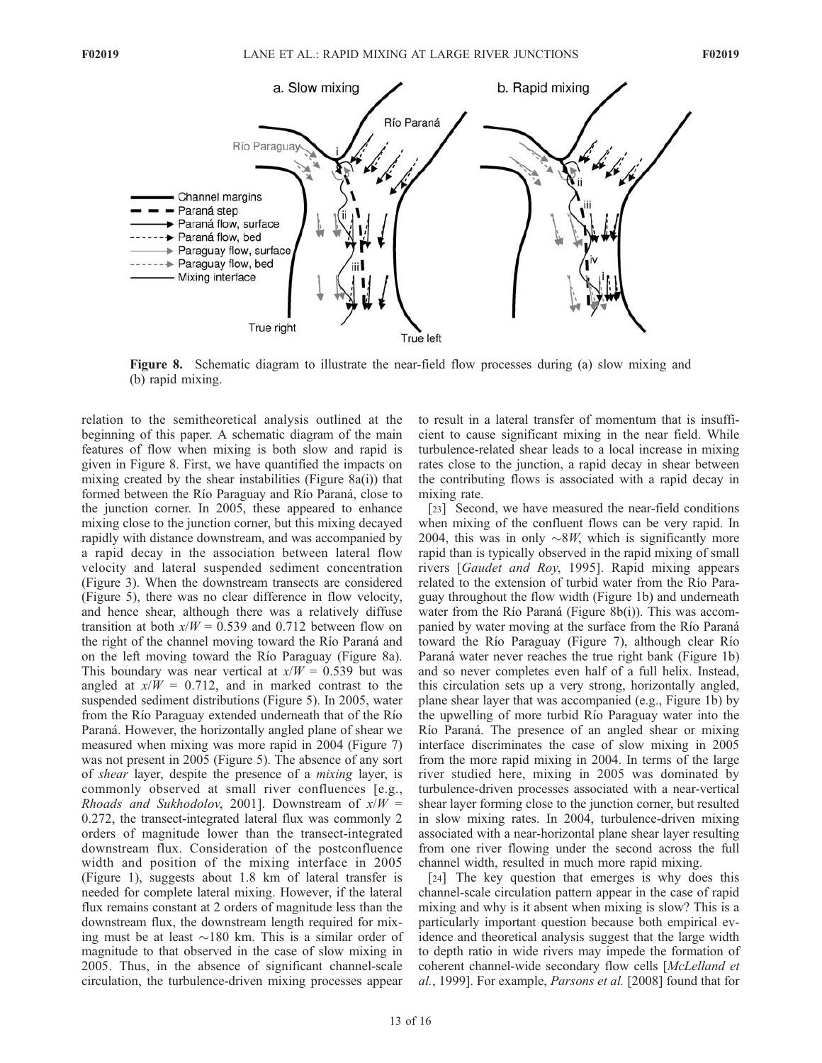**Figure 8.** Schematic diagram to illustrate the near-field flow processes during (a) slow mixing and (b) rapid mixing.

relation to the semitheoretical analysis outlined at the beginning of this paper. A schematic diagram of the main features of flow when mixing is both slow and rapid is given in Figure 8. First, we have quantified the impacts on mixing created by the shear instabilities (Figure 8a(i)) that formed between the Río Paraguay and Río Paraná, close to the junction corner. In 2005, these appeared to enhance mixing close to the junction corner, but this mixing decayed rapidly with distance downstream, and was accompanied by a rapid decay in the association between lateral flow velocity and lateral suspended sediment concentration (Figure 3). When the downstream transects are considered (Figure 5), there was no clear difference in flow velocity, and hence shear, although there was a relatively diffuse transition at both $x/W = 0.539$ and 0.712 between flow on the right of the channel moving toward the Río Paraná and on the left moving toward the Río Paraguay (Figure 8a). This boundary was near vertical at $x/W = 0.539$ but was angled at $x/W = 0.712$, and in marked contrast to the suspended sediment distributions (Figure 5). In 2005, water from the Río Paraguay extended underneath that of the Río Paraná. However, the horizontally angled plane of shear we measured when mixing was more rapid in 2004 (Figure 7) was not present in 2005 (Figure 5). The absence of any sort of *shear* layer, despite the presence of a *mixing* layer, is commonly observed at small river confluences [e.g., *Rhoads and Sukhodolov*, 2001]. Downstream of $x/W = 0.272$, the transect-integrated lateral flux was commonly 2 orders of magnitude lower than the transect-integrated downstream flux. Consideration of the postconfluence width and position of the mixing interface in 2005 (Figure 1), suggests about 1.8 km of lateral transfer is needed for complete lateral mixing. However, if the lateral flux remains constant at 2 orders of magnitude less than the downstream flux, the downstream length required for mixing must be at least ~180 km. This is a similar order of magnitude to that observed in the case of slow mixing in 2005. Thus, in the absence of significant channel-scale circulation, the turbulence-driven mixing processes appear to result in a lateral transfer of momentum that is insufficient to cause significant mixing in the near field. While turbulence-related shear leads to a local increase in mixing rates close to the junction, a rapid decay in shear between the contributing flows is associated with a rapid decay in mixing rate.

[23] Second, we have measured the near-field conditions when mixing of the confluent flows can be very rapid. In 2004, this was in only ~$8W$, which is significantly more rapid than is typically observed in the rapid mixing of small rivers [*Gaudet and Roy*, 1995]. Rapid mixing appears related to the extension of turbid water from the Río Paraguay throughout the flow width (Figure 1b) and underneath water from the Río Paraná (Figure 8b(i)). This was accompanied by water moving at the surface from the Río Paraná toward the Río Paraguay (Figure 7), although clear Río Paraná water never reaches the true right bank (Figure 1b) and so never completes even half of a full helix. Instead, this circulation sets up a very strong, horizontally angled, plane shear layer that was accompanied (e.g., Figure 1b) by the upwelling of more turbid Río Paraguay water into the Río Paraná. The presence of an angled shear or mixing interface discriminates the case of slow mixing in 2005 from the more rapid mixing in 2004. In terms of the large river studied here, mixing in 2005 was dominated by turbulence-driven processes associated with a near-vertical shear layer forming close to the junction corner, but resulted in slow mixing rates. In 2004, turbulence-driven mixing associated with a near-horizontal plane shear layer resulting from one river flowing under the second across the full channel width, resulted in much more rapid mixing.

[24] The key question that emerges is why does this channel-scale circulation pattern appear in the case of rapid mixing and why is it absent when mixing is slow? This is a particularly important question because both empirical evidence and theoretical analysis suggest that the large width to depth ratio in wide rivers may impede the formation of coherent channel-wide secondary flow cells [*McLelland et al.*, 1999]. For example, *Parsons et al.* [2008] found that for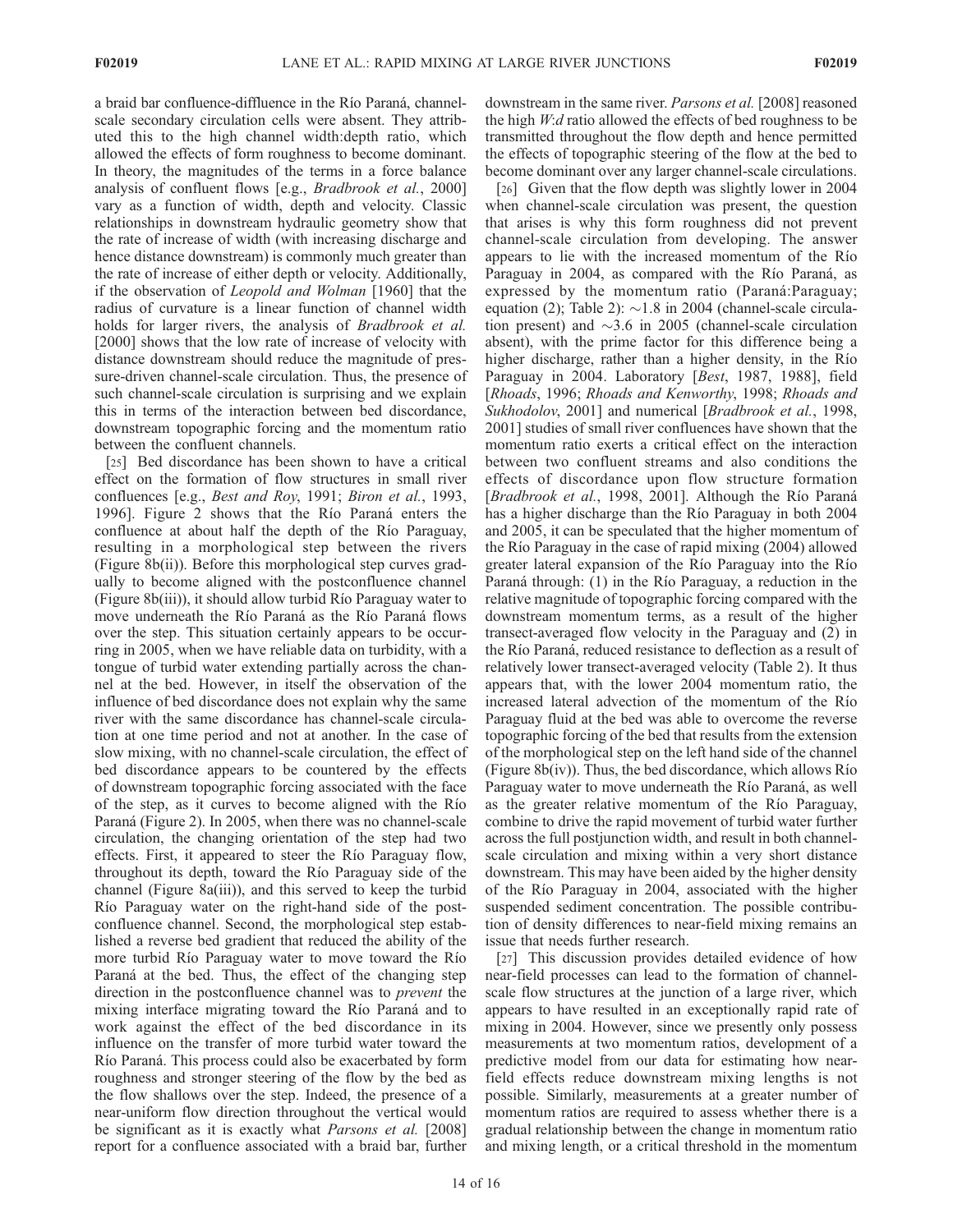a braid bar confluence-diffluence in the Río Paraná, channel-scale secondary circulation cells were absent. They attributed this to the high channel width:depth ratio, which allowed the effects of form roughness to become dominant. In theory, the magnitudes of the terms in a force balance analysis of confluent flows [e.g., *Bradbrook et al.*, 2000] vary as a function of width, depth and velocity. Classic relationships in downstream hydraulic geometry show that the rate of increase of width (with increasing discharge and hence distance downstream) is commonly much greater than the rate of increase of either depth or velocity. Additionally, if the observation of *Leopold and Wolman* [1960] that the radius of curvature is a linear function of channel width holds for larger rivers, the analysis of *Bradbrook et al.* [2000] shows that the low rate of increase of velocity with distance downstream should reduce the magnitude of pressure-driven channel-scale circulation. Thus, the presence of such channel-scale circulation is surprising and we explain this in terms of the interaction between bed discordance, downstream topographic forcing and the momentum ratio between the confluent channels.

[25] Bed discordance has been shown to have a critical effect on the formation of flow structures in small river confluences [e.g., *Best and Roy*, 1991; *Biron et al.*, 1993, 1996]. Figure 2 shows that the Río Paraná enters the confluence at about half the depth of the Río Paraguay, resulting in a morphological step between the rivers (Figure 8b(ii)). Before this morphological step curves gradually to become aligned with the postconfluence channel (Figure 8b(iii)), it should allow turbid Río Paraguay water to move underneath the Río Paraná as the Río Paraná flows over the step. This situation certainly appears to be occurring in 2005, when we have reliable data on turbidity, with a tongue of turbid water extending partially across the channel at the bed. However, in itself the observation of the influence of bed discordance does not explain why the same river with the same discordance has channel-scale circulation at one time period and not at another. In the case of slow mixing, with no channel-scale circulation, the effect of bed discordance appears to be countered by the effects of downstream topographic forcing associated with the face of the step, as it curves to become aligned with the Río Paraná (Figure 2). In 2005, when there was no channel-scale circulation, the changing orientation of the step had two effects. First, it appeared to steer the Río Paraguay flow, throughout its depth, toward the Río Paraguay side of the channel (Figure 8a(iii)), and this served to keep the turbid Río Paraguay water on the right-hand side of the post-confluence channel. Second, the morphological step established a reverse bed gradient that reduced the ability of the more turbid Río Paraguay water to move toward the Río Paraná at the bed. Thus, the effect of the changing step direction in the postconfluence channel was to *prevent* the mixing interface migrating toward the Río Paraná and to work against the effect of the bed discordance in its influence on the transfer of more turbid water toward the Río Paraná. This process could also be exacerbated by form roughness and stronger steering of the flow by the bed as the flow shallows over the step. Indeed, the presence of a near-uniform flow direction throughout the vertical would be significant as it is exactly what *Parsons et al.* [2008] report for a confluence associated with a braid bar, further downstream in the same river. *Parsons et al.* [2008] reasoned the high *W:d* ratio allowed the effects of bed roughness to be transmitted throughout the flow depth and hence permitted the effects of topographic steering of the flow at the bed to become dominant over any larger channel-scale circulations.

[26] Given that the flow depth was slightly lower in 2004 when channel-scale circulation was present, the question that arises is why this form roughness did not prevent channel-scale circulation from developing. The answer appears to lie with the increased momentum of the Río Paraguay in 2004, as compared with the Río Paraná, as expressed by the momentum ratio (Paraná:Paraguay; equation (2); Table 2): ~1.8 in 2004 (channel-scale circulation present) and ~3.6 in 2005 (channel-scale circulation absent), with the prime factor for this difference being a higher discharge, rather than a higher density, in the Río Paraguay in 2004. Laboratory [*Best*, 1987, 1988], field [*Rhoads*, 1996; *Rhoads and Kenworthy*, 1998; *Rhoads and Sukhodolov*, 2001] and numerical [*Bradbrook et al.*, 1998, 2001] studies of small river confluences have shown that the momentum ratio exerts a critical effect on the interaction between two confluent streams and also conditions the effects of discordance upon flow structure formation [*Bradbrook et al.*, 1998, 2001]. Although the Río Paraná has a higher discharge than the Río Paraguay in both 2004 and 2005, it can be speculated that the higher momentum of the Río Paraguay in the case of rapid mixing (2004) allowed greater lateral expansion of the Río Paraguay into the Río Paraná through: (1) in the Río Paraguay, a reduction in the relative magnitude of topographic forcing compared with the downstream momentum terms, as a result of the higher transect-averaged flow velocity in the Paraguay and (2) in the Río Paraná, reduced resistance to deflection as a result of relatively lower transect-averaged velocity (Table 2). It thus appears that, with the lower 2004 momentum ratio, the increased lateral advection of the momentum of the Río Paraguay fluid at the bed was able to overcome the reverse topographic forcing of the bed that results from the extension of the morphological step on the left hand side of the channel (Figure 8b(iv)). Thus, the bed discordance, which allows Río Paraguay water to move underneath the Río Paraná, as well as the greater relative momentum of the Río Paraguay, combine to drive the rapid movement of turbid water further across the full postjunction width, and result in both channel-scale circulation and mixing within a very short distance downstream. This may have been aided by the higher density of the Río Paraguay in 2004, associated with the higher suspended sediment concentration. The possible contribution of density differences to near-field mixing remains an issue that needs further research.

[27] This discussion provides detailed evidence of how near-field processes can lead to the formation of channel-scale flow structures at the junction of a large river, which appears to have resulted in an exceptionally rapid rate of mixing in 2004. However, since we presently only possess measurements at two momentum ratios, development of a predictive model from our data for estimating how near-field effects reduce downstream mixing lengths is not possible. Similarly, measurements at a greater number of momentum ratios are required to assess whether there is a gradual relationship between the change in momentum ratio and mixing length, or a critical threshold in the momentum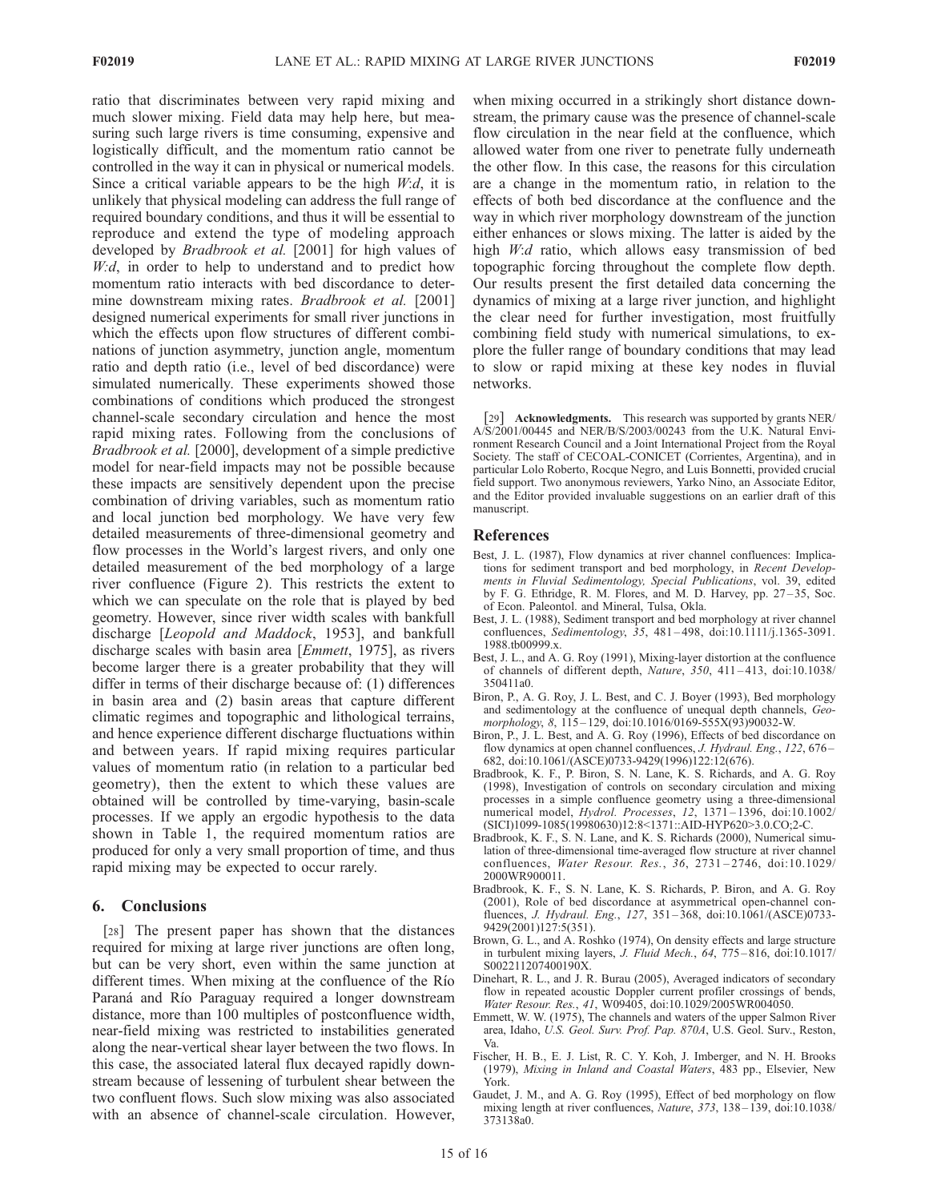ratio that discriminates between very rapid mixing and much slower mixing. Field data may help here, but measuring such large rivers is time consuming, expensive and logistically difficult, and the momentum ratio cannot be controlled in the way it can in physical or numerical models. Since a critical variable appears to be the high *W*:*d*, it is unlikely that physical modeling can address the full range of required boundary conditions, and thus it will be essential to reproduce and extend the type of modeling approach developed by *Bradbrook et al.* [2001] for high values of *W*:*d*, in order to help to understand and to predict how momentum ratio interacts with bed discordance to determine downstream mixing rates. *Bradbrook et al.* [2001] designed numerical experiments for small river junctions in which the effects upon flow structures of different combinations of junction asymmetry, junction angle, momentum ratio and depth ratio (i.e., level of bed discordance) were simulated numerically. These experiments showed those combinations of conditions which produced the strongest channel-scale secondary circulation and hence the most rapid mixing rates. Following from the conclusions of *Bradbrook et al.* [2000], development of a simple predictive model for near-field impacts may not be possible because these impacts are sensitively dependent upon the precise combination of driving variables, such as momentum ratio and local junction bed morphology. We have very few detailed measurements of three-dimensional geometry and flow processes in the World's largest rivers, and only one detailed measurement of the bed morphology of a large river confluence (Figure 2). This restricts the extent to which we can speculate on the role that is played by bed geometry. However, since river width scales with bankfull discharge [*Leopold and Maddock*, 1953], and bankfull discharge scales with basin area [*Emmett*, 1975], as rivers become larger there is a greater probability that they will differ in terms of their discharge because of: (1) differences in basin area and (2) basin areas that capture different climatic regimes and topographic and lithological terrains, and hence experience different discharge fluctuations within and between years. If rapid mixing requires particular values of momentum ratio (in relation to a particular bed geometry), then the extent to which these values are obtained will be controlled by time-varying, basin-scale processes. If we apply an ergodic hypothesis to the data shown in Table 1, the required momentum ratios are produced for only a very small proportion of time, and thus rapid mixing may be expected to occur rarely.

## 6. Conclusions

[28] The present paper has shown that the distances required for mixing at large river junctions are often long, but can be very short, even within the same junction at different times. When mixing at the confluence of the Río Paraná and Río Paraguay required a longer downstream distance, more than 100 multiples of postconfluence width, near-field mixing was restricted to instabilities generated along the near-vertical shear layer between the two flows. In this case, the associated lateral flux decayed rapidly downstream because of lessening of turbulent shear between the two confluent flows. Such slow mixing was also associated with an absence of channel-scale circulation. However, when mixing occurred in a strikingly short distance downstream, the primary cause was the presence of channel-scale flow circulation in the near field at the confluence, which allowed water from one river to penetrate fully underneath the other flow. In this case, the reasons for this circulation are a change in the momentum ratio, in relation to the effects of both bed discordance at the confluence and the way in which river morphology downstream of the junction either enhances or slows mixing. The latter is aided by the high *W*:*d* ratio, which allows easy transmission of bed topographic forcing throughout the complete flow depth. Our results present the first detailed data concerning the dynamics of mixing at a large river junction, and highlight the clear need for further investigation, most fruitfully combining field study with numerical simulations, to explore the fuller range of boundary conditions that may lead to slow or rapid mixing at these key nodes in fluvial networks.

[29] **Acknowledgments.** This research was supported by grants NER/A/S/2001/00445 and NER/B/S/2003/00243 from the U.K. Natural Environment Research Council and a Joint International Project from the Royal Society. The staff of CECOAL-CONICET (Corrientes, Argentina), and in particular Lolo Roberto, Rocque Negro, and Luis Bonnetti, provided crucial field support. Two anonymous reviewers, Yarko Nino, an Associate Editor, and the Editor provided invaluable suggestions on an earlier draft of this manuscript.

## References

Best, J. L. (1987), Flow dynamics at river channel confluences: Implications for sediment transport and bed morphology, in *Recent Developments in Fluvial Sedimentology, Special Publications*, vol. 39, edited by F. G. Ethridge, R. M. Flores, and M. D. Harvey, pp. 27–35, Soc. of Econ. Paleontol. and Mineral, Tulsa, Okla.

Best, J. L. (1988), Sediment transport and bed morphology at river channel confluences, *Sedimentology*, *35*, 481–498, doi:10.1111/j.1365-3091.1988.tb00999.x.

Best, J. L., and A. G. Roy (1991), Mixing-layer distortion at the confluence of channels of different depth, *Nature*, *350*, 411–413, doi:10.1038/350411a0.

Biron, P., A. G. Roy, J. L. Best, and C. J. Boyer (1993), Bed morphology and sedimentology at the confluence of unequal depth channels, *Geomorphology*, *8*, 115–129, doi:10.1016/0169-555X(93)90032-W.

Biron, P., J. L. Best, and A. G. Roy (1996), Effects of bed discordance on flow dynamics at open channel confluences, *J. Hydraul. Eng.*, *122*, 676–682, doi:10.1061/(ASCE)0733-9429(1996)122:12(676).

Bradbrook, K. F., P. Biron, S. N. Lane, K. S. Richards, and A. G. Roy (1998), Investigation of controls on secondary circulation and mixing processes in a simple confluence geometry using a three-dimensional numerical model, *Hydrol. Processes*, *12*, 1371–1396, doi:10.1002/(SICI)1099-1085(19980630)12:8<1371::AID-HYP620>3.0.CO;2-C.

Bradbrook, K. F., S. N. Lane, and K. S. Richards (2000), Numerical simulation of three-dimensional time-averaged flow structure at river channel confluences, *Water Resour. Res.*, *36*, 2731–2746, doi:10.1029/2000WR900011.

Bradbrook, K. F., S. N. Lane, K. S. Richards, P. Biron, and A. G. Roy (2001), Role of bed discordance at asymmetrical open-channel confluences, *J. Hydraul. Eng.*, *127*, 351–368, doi:10.1061/(ASCE)0733-9429(2001)127:5(351).

Brown, G. L., and A. Roshko (1974), On density effects and large structure in turbulent mixing layers, *J. Fluid Mech.*, *64*, 775–816, doi:10.1017/S002211207400190X.

Dinehart, R. L., and J. R. Burau (2005), Averaged indicators of secondary flow in repeated acoustic Doppler current profiler crossings of bends, *Water Resour. Res.*, *41*, W09405, doi:10.1029/2005WR004050.

Emmett, W. W. (1975), The channels and waters of the upper Salmon River area, Idaho, *U.S. Geol. Surv. Prof. Pap. 870A*, U.S. Geol. Surv., Reston, Va.

Fischer, H. B., E. J. List, R. C. Y. Koh, J. Imberger, and N. H. Brooks (1979), *Mixing in Inland and Coastal Waters*, 483 pp., Elsevier, New York.

Gaudet, J. M., and A. G. Roy (1995), Effect of bed morphology on flow mixing length at river confluences, *Nature*, *373*, 138–139, doi:10.1038/373138a0.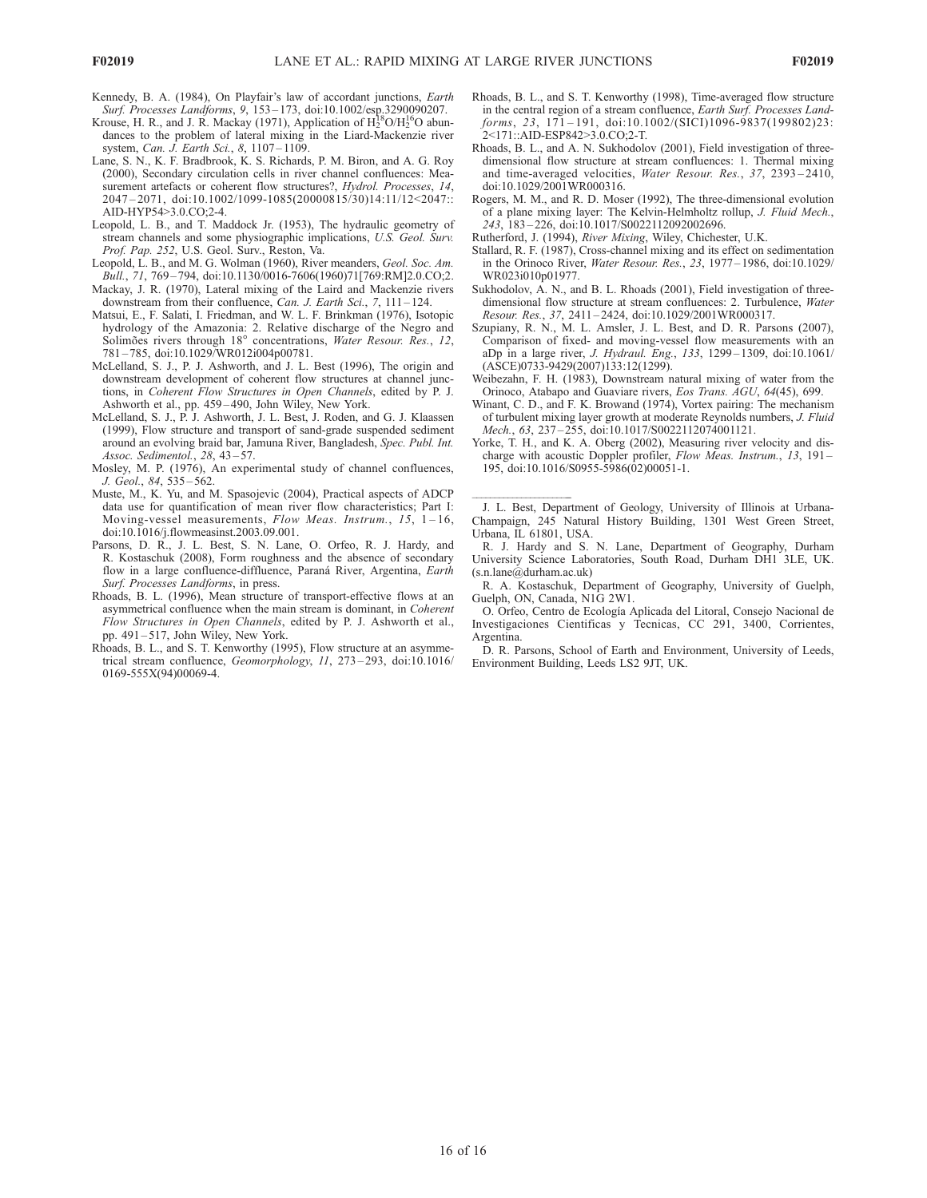Kennedy, B. A. (1984), On Playfair's law of accordant junctions, *Earth Surf. Processes Landforms*, *9*, 153–173, doi:10.1002/esp.3290090207.

Krouse, H. R., and J. R. Mackay (1971), Application of $H_2^{18}O/H_2^{16}O$ abundances to the problem of lateral mixing in the Liard-Mackenzie river system, *Can. J. Earth Sci.*, *8*, 1107–1109.

Lane, S. N., K. F. Bradbrook, K. S. Richards, P. M. Biron, and A. G. Roy (2000), Secondary circulation cells in river channel confluences: Measurement artefacts or coherent flow structures?, *Hydrol. Processes*, *14*, 2047–2071, doi:10.1002/1099-1085(20000815/30)14:11/12<2047::AID-HYP54>3.0.CO;2-4.

Leopold, L. B., and T. Maddock Jr. (1953), The hydraulic geometry of stream channels and some physiographic implications, *U.S. Geol. Surv. Prof. Pap. 252*, U.S. Geol. Surv., Reston, Va.

Leopold, L. B., and M. G. Wolman (1960), River meanders, *Geol. Soc. Am. Bull.*, *71*, 769–794, doi:10.1130/0016-7606(1960)71[769:RM]2.0.CO;2.

Mackay, J. R. (1970), Lateral mixing of the Laird and Mackenzie rivers downstream from their confluence, *Can. J. Earth Sci.*, *7*, 111–124.

Matsui, E., F. Salati, I. Friedman, and W. L. F. Brinkman (1976), Isotopic hydrology of the Amazonia: 2. Relative discharge of the Negro and Solimões rivers through 18° concentrations, *Water Resour. Res.*, *12*, 781–785, doi:10.1029/WR012i004p00781.

McLelland, S. J., P. J. Ashworth, and J. L. Best (1996), The origin and downstream development of coherent flow structures at channel junctions, in *Coherent Flow Structures in Open Channels*, edited by P. J. Ashworth et al., pp. 459–490, John Wiley, New York.

McLelland, S. J., P. J. Ashworth, J. L. Best, J. Roden, and G. J. Klaassen (1999), Flow structure and transport of sand-grade suspended sediment around an evolving braid bar, Jamuna River, Bangladesh, *Spec. Publ. Int. Assoc. Sedimentol.*, *28*, 43–57.

Mosley, M. P. (1976), An experimental study of channel confluences, *J. Geol.*, *84*, 535–562.

Muste, M., K. Yu, and M. Spasojevic (2004), Practical aspects of ADCP data use for quantification of mean river flow characteristics; Part I: Moving-vessel measurements, *Flow Meas. Instrum.*, *15*, 1–16, doi:10.1016/j.flowmeasinst.2003.09.001.

Parsons, D. R., J. L. Best, S. N. Lane, O. Orfeo, R. J. Hardy, and R. Kostaschuk (2008), Form roughness and the absence of secondary flow in a large confluence-diffluence, Paraná River, Argentina, *Earth Surf. Processes Landforms*, in press.

Rhoads, B. L. (1996), Mean structure of transport-effective flows at an asymmetrical confluence when the main stream is dominant, in *Coherent Flow Structures in Open Channels*, edited by P. J. Ashworth et al., pp. 491–517, John Wiley, New York.

Rhoads, B. L., and S. T. Kenworthy (1995), Flow structure at an asymmetrical stream confluence, *Geomorphology*, *11*, 273–293, doi:10.1016/0169-555X(94)00069-4.

Rhoads, B. L., and S. T. Kenworthy (1998), Time-averaged flow structure in the central region of a stream confluence, *Earth Surf. Processes Landforms*, *23*, 171–191, doi:10.1002/(SICI)1096-9837(199802)23:2<171::AID-ESP842>3.0.CO;2-T.

Rhoads, B. L., and A. N. Sukhodolov (2001), Field investigation of three-dimensional flow structure at stream confluences: 1. Thermal mixing and time-averaged velocities, *Water Resour. Res.*, *37*, 2393–2410, doi:10.1029/2001WR000316.

Rogers, M. M., and R. D. Moser (1992), The three-dimensional evolution of a plane mixing layer: The Kelvin-Helmholtz rollup, *J. Fluid Mech.*, *243*, 183–226, doi:10.1017/S0022112092002696.

Rutherford, J. (1994), *River Mixing*, Wiley, Chichester, U.K.

Stallard, R. F. (1987), Cross-channel mixing and its effect on sedimentation in the Orinoco River, *Water Resour. Res.*, *23*, 1977–1986, doi:10.1029/WR023i010p01977.

Sukhodolov, A. N., and B. L. Rhoads (2001), Field investigation of three-dimensional flow structure at stream confluences: 2. Turbulence, *Water Resour. Res.*, *37*, 2411–2424, doi:10.1029/2001WR000317.

Szupiany, R. N., M. L. Amsler, J. L. Best, and D. R. Parsons (2007), Comparison of fixed- and moving-vessel flow measurements with an aDp in a large river, *J. Hydraul. Eng.*, *133*, 1299–1309, doi:10.1061/(ASCE)0733-9429(2007)133:12(1299).

Weibezahn, F. H. (1983), Downstream natural mixing of water from the Orinoco, Atabapo and Guaviare rivers, *Eos Trans. AGU*, *64*(45), 699.

Winant, C. D., and F. K. Browand (1974), Vortex pairing: The mechanism of turbulent mixing layer growth at moderate Reynolds numbers, *J. Fluid Mech.*, *63*, 237–255, doi:10.1017/S0022112074001121.

Yorke, T. H., and K. A. Oberg (2002), Measuring river velocity and discharge with acoustic Doppler profiler, *Flow Meas. Instrum.*, *13*, 191–195, doi:10.1016/S0955-5986(02)00051-1.

---

J. L. Best, Department of Geology, University of Illinois at Urbana-Champaign, 245 Natural History Building, 1301 West Green Street, Urbana, IL 61801, USA.

R. J. Hardy and S. N. Lane, Department of Geography, Durham University Science Laboratories, South Road, Durham DH1 3LE, UK. (s.n.lane@durham.ac.uk)

R. A. Kostaschuk, Department of Geography, University of Guelph, Guelph, ON, Canada, N1G 2W1.

O. Orfeo, Centro de Ecología Aplicada del Litoral, Consejo Nacional de Investigaciones Cientificas y Tecnicas, CC 291, 3400, Corrientes, Argentina.

D. R. Parsons, School of Earth and Environment, University of Leeds, Environment Building, Leeds LS2 9JT, UK.